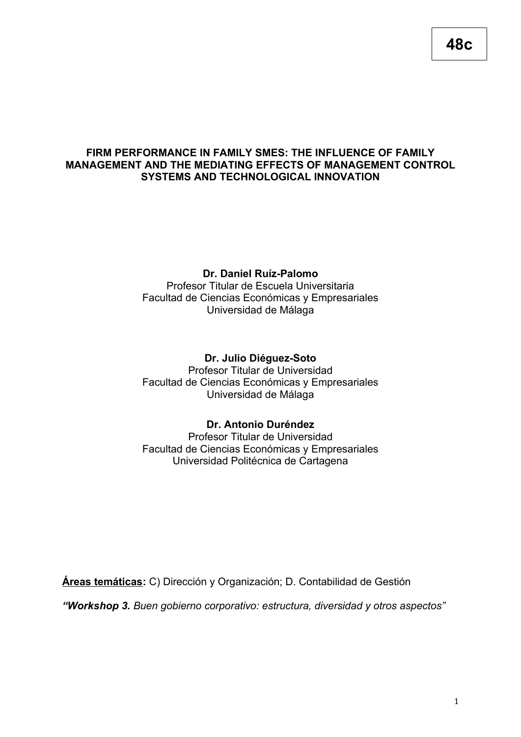**48c**

# FIRM PERFORMANCE IN FAMILY SMES: THE INFLUENCE OF FAMILY MANAGEMENT AND THE MEDIATING EFFECTS OF MANAGEMENT CONTROL SYSTEMS AND TECHNOLOGICAL INNOVATION

**Dr. Daniel Ruíz-Palomo**
Profesor Titular de Escuela Universitaria
Facultad de Ciencias Económicas y Empresariales
Universidad de Málaga

**Dr. Julio Diéguez-Soto**
Profesor Titular de Universidad
Facultad de Ciencias Económicas y Empresariales
Universidad de Málaga

**Dr. Antonio Duréndez**
Profesor Titular de Universidad
Facultad de Ciencias Económicas y Empresariales
Universidad Politécnica de Cartagena

**Áreas temáticas:** C) Dirección y Organización; D. Contabilidad de Gestión

***"Workshop 3.** Buen gobierno corporativo: estructura, diversidad y otros aspectos"*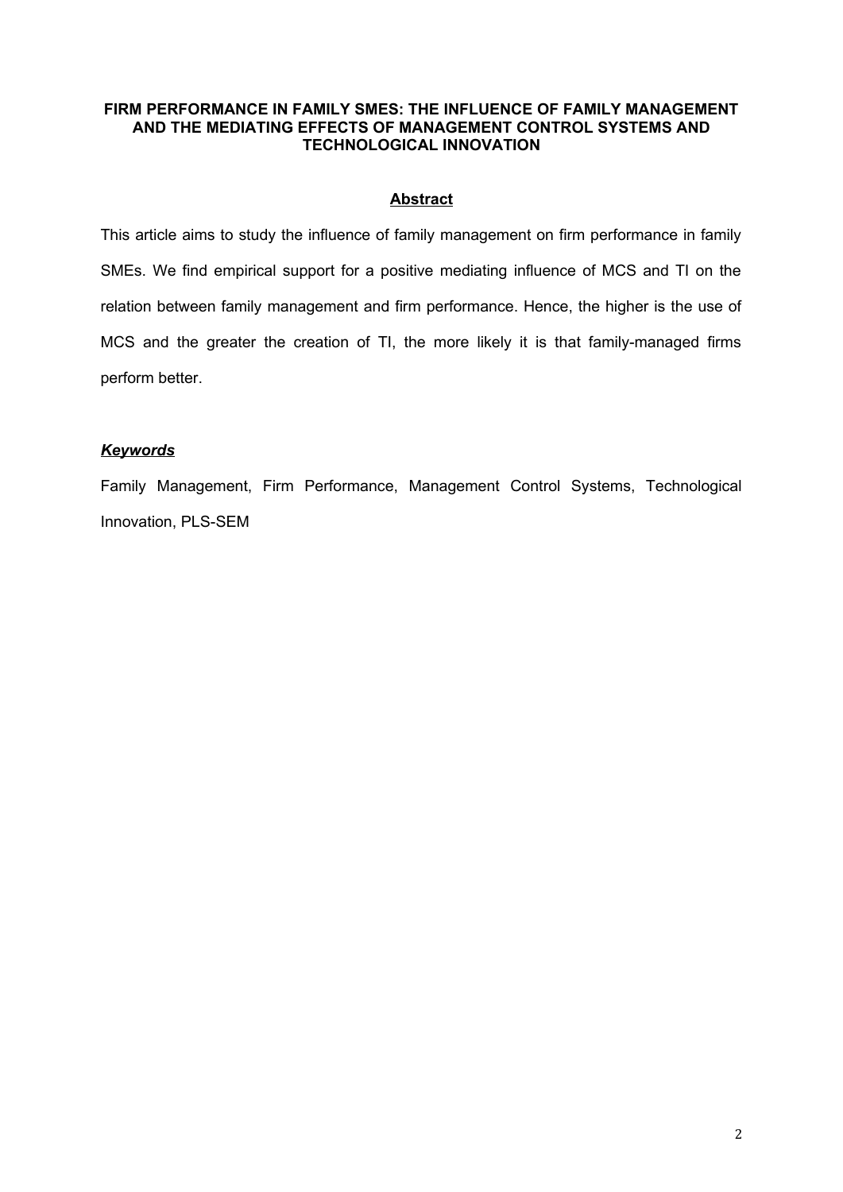# FIRM PERFORMANCE IN FAMILY SMES: THE INFLUENCE OF FAMILY MANAGEMENT AND THE MEDIATING EFFECTS OF MANAGEMENT CONTROL SYSTEMS AND TECHNOLOGICAL INNOVATION

## Abstract

This article aims to study the influence of family management on firm performance in family SMEs. We find empirical support for a positive mediating influence of MCS and TI on the relation between family management and firm performance. Hence, the higher is the use of MCS and the greater the creation of TI, the more likely it is that family-managed firms perform better.

### ***Keywords***

Family Management, Firm Performance, Management Control Systems, Technological Innovation, PLS-SEM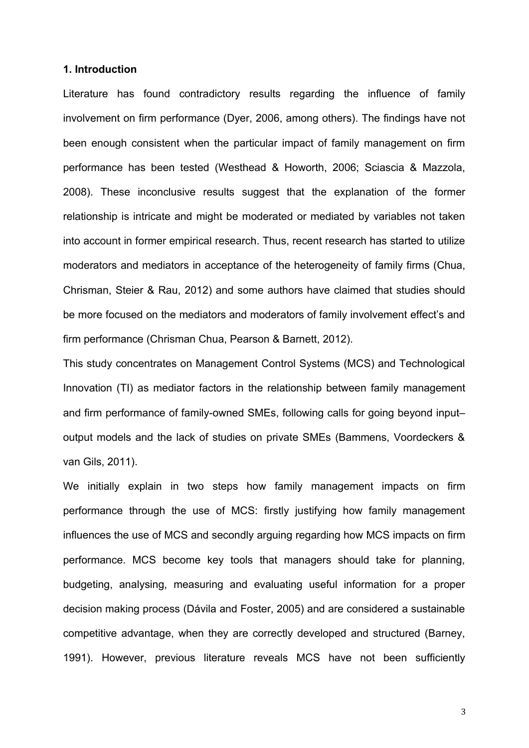## 1. Introduction

Literature has found contradictory results regarding the influence of family involvement on firm performance (Dyer, 2006, among others). The findings have not been enough consistent when the particular impact of family management on firm performance has been tested (Westhead & Howorth, 2006; Sciascia & Mazzola, 2008). These inconclusive results suggest that the explanation of the former relationship is intricate and might be moderated or mediated by variables not taken into account in former empirical research. Thus, recent research has started to utilize moderators and mediators in acceptance of the heterogeneity of family firms (Chua, Chrisman, Steier & Rau, 2012) and some authors have claimed that studies should be more focused on the mediators and moderators of family involvement effect's and firm performance (Chrisman Chua, Pearson & Barnett, 2012).

This study concentrates on Management Control Systems (MCS) and Technological Innovation (TI) as mediator factors in the relationship between family management and firm performance of family-owned SMEs, following calls for going beyond input–output models and the lack of studies on private SMEs (Bammens, Voordeckers & van Gils, 2011).

We initially explain in two steps how family management impacts on firm performance through the use of MCS: firstly justifying how family management influences the use of MCS and secondly arguing regarding how MCS impacts on firm performance. MCS become key tools that managers should take for planning, budgeting, analysing, measuring and evaluating useful information for a proper decision making process (Dávila and Foster, 2005) and are considered a sustainable competitive advantage, when they are correctly developed and structured (Barney, 1991). However, previous literature reveals MCS have not been sufficiently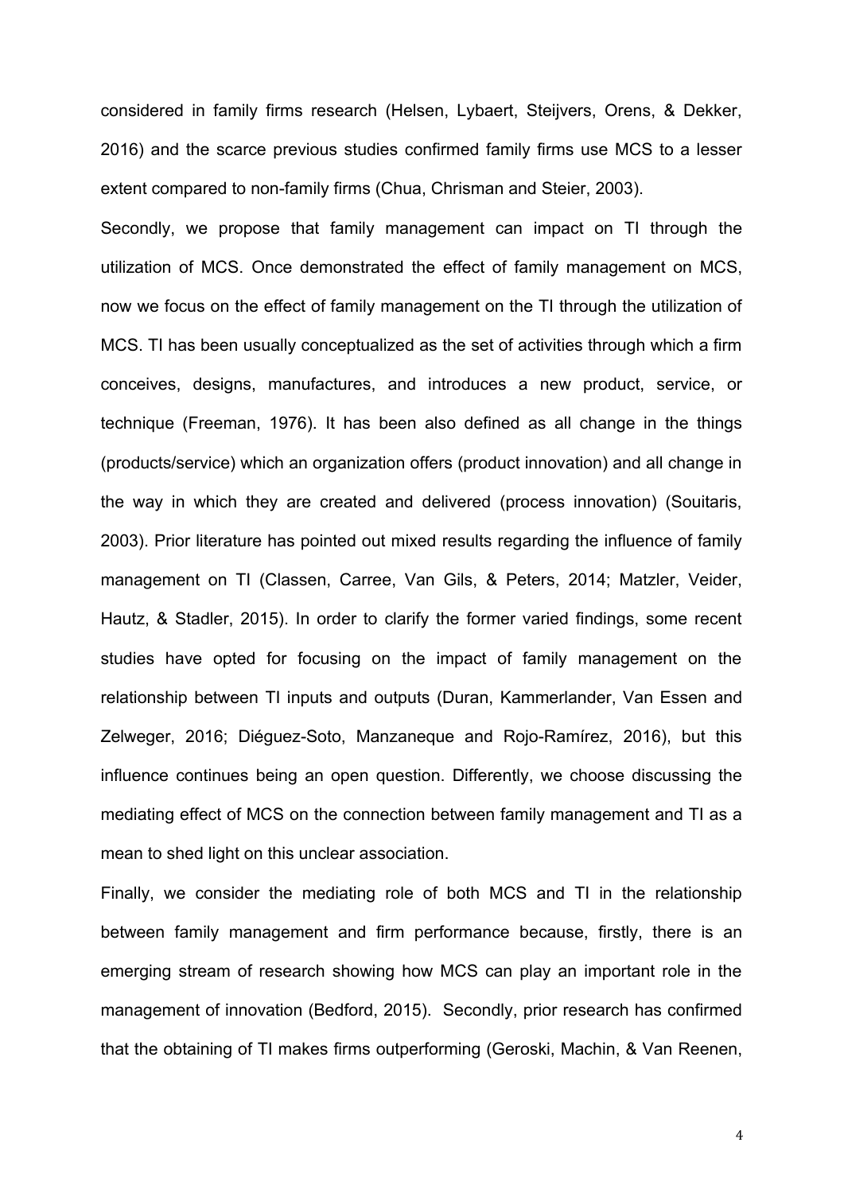considered in family firms research (Helsen, Lybaert, Steijvers, Orens, & Dekker, 2016) and the scarce previous studies confirmed family firms use MCS to a lesser extent compared to non-family firms (Chua, Chrisman and Steier, 2003).

Secondly, we propose that family management can impact on TI through the utilization of MCS. Once demonstrated the effect of family management on MCS, now we focus on the effect of family management on the TI through the utilization of MCS. TI has been usually conceptualized as the set of activities through which a firm conceives, designs, manufactures, and introduces a new product, service, or technique (Freeman, 1976). It has been also defined as all change in the things (products/service) which an organization offers (product innovation) and all change in the way in which they are created and delivered (process innovation) (Souitaris, 2003). Prior literature has pointed out mixed results regarding the influence of family management on TI (Classen, Carree, Van Gils, & Peters, 2014; Matzler, Veider, Hautz, & Stadler, 2015). In order to clarify the former varied findings, some recent studies have opted for focusing on the impact of family management on the relationship between TI inputs and outputs (Duran, Kammerlander, Van Essen and Zelweger, 2016; Diéguez-Soto, Manzaneque and Rojo-Ramírez, 2016), but this influence continues being an open question. Differently, we choose discussing the mediating effect of MCS on the connection between family management and TI as a mean to shed light on this unclear association.

Finally, we consider the mediating role of both MCS and TI in the relationship between family management and firm performance because, firstly, there is an emerging stream of research showing how MCS can play an important role in the management of innovation (Bedford, 2015). Secondly, prior research has confirmed that the obtaining of TI makes firms outperforming (Geroski, Machin, & Van Reenen,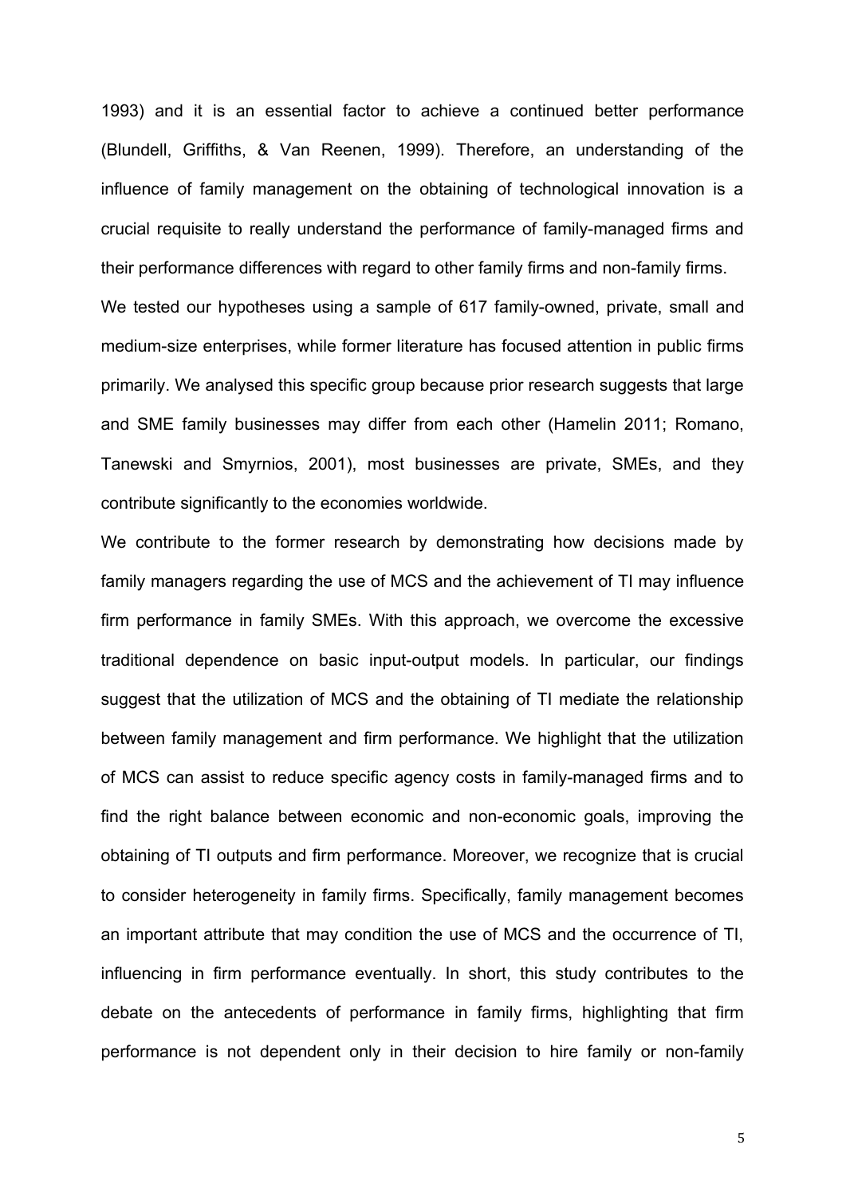1993) and it is an essential factor to achieve a continued better performance (Blundell, Griffiths, & Van Reenen, 1999). Therefore, an understanding of the influence of family management on the obtaining of technological innovation is a crucial requisite to really understand the performance of family-managed firms and their performance differences with regard to other family firms and non-family firms.

We tested our hypotheses using a sample of 617 family-owned, private, small and medium-size enterprises, while former literature has focused attention in public firms primarily. We analysed this specific group because prior research suggests that large and SME family businesses may differ from each other (Hamelin 2011; Romano, Tanewski and Smyrnios, 2001), most businesses are private, SMEs, and they contribute significantly to the economies worldwide.

We contribute to the former research by demonstrating how decisions made by family managers regarding the use of MCS and the achievement of TI may influence firm performance in family SMEs. With this approach, we overcome the excessive traditional dependence on basic input-output models. In particular, our findings suggest that the utilization of MCS and the obtaining of TI mediate the relationship between family management and firm performance. We highlight that the utilization of MCS can assist to reduce specific agency costs in family-managed firms and to find the right balance between economic and non-economic goals, improving the obtaining of TI outputs and firm performance. Moreover, we recognize that is crucial to consider heterogeneity in family firms. Specifically, family management becomes an important attribute that may condition the use of MCS and the occurrence of TI, influencing in firm performance eventually. In short, this study contributes to the debate on the antecedents of performance in family firms, highlighting that firm performance is not dependent only in their decision to hire family or non-family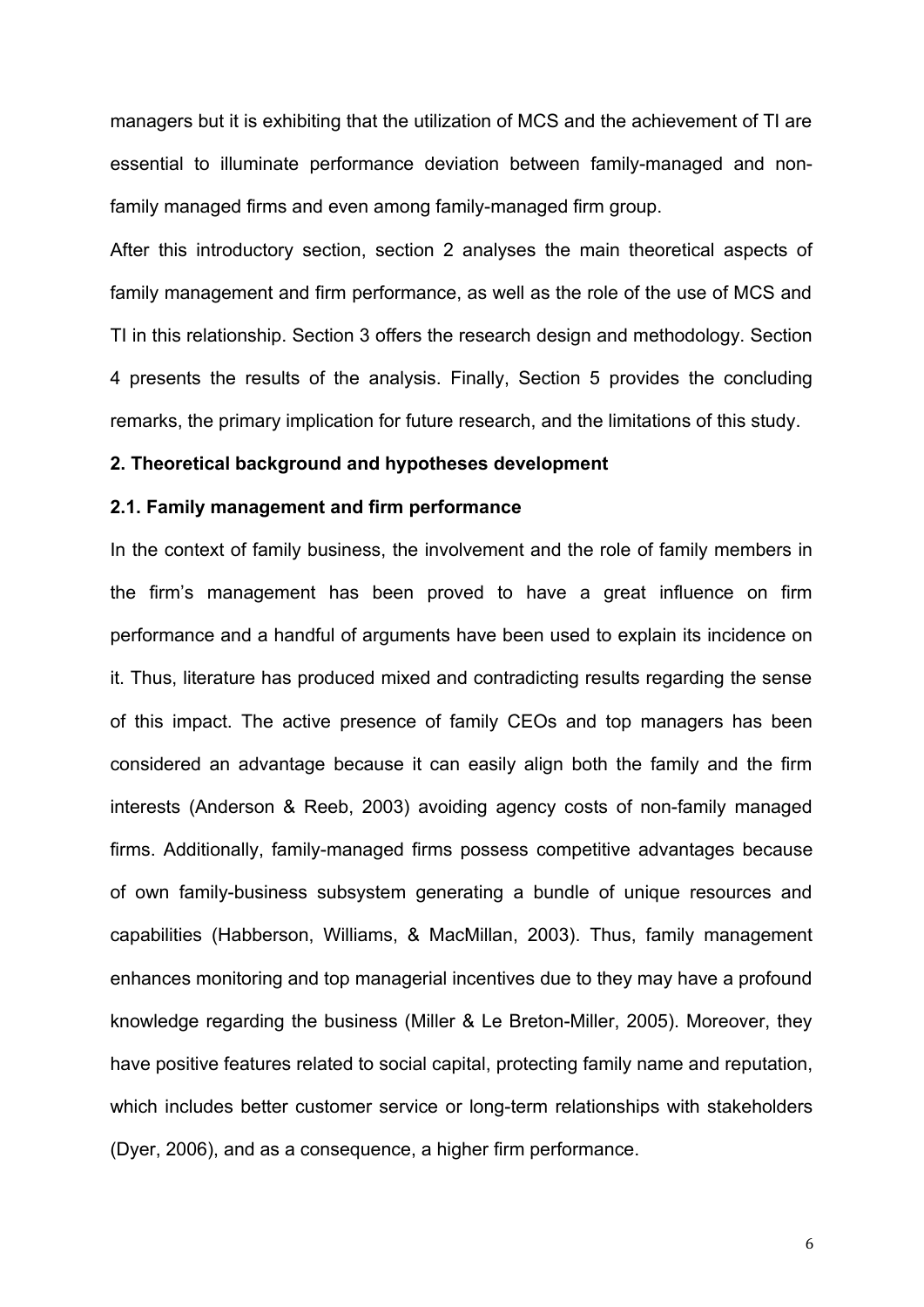managers but it is exhibiting that the utilization of MCS and the achievement of TI are essential to illuminate performance deviation between family-managed and non-family managed firms and even among family-managed firm group.

After this introductory section, section 2 analyses the main theoretical aspects of family management and firm performance, as well as the role of the use of MCS and TI in this relationship. Section 3 offers the research design and methodology. Section 4 presents the results of the analysis. Finally, Section 5 provides the concluding remarks, the primary implication for future research, and the limitations of this study.

## 2. Theoretical background and hypotheses development

### 2.1. Family management and firm performance

In the context of family business, the involvement and the role of family members in the firm's management has been proved to have a great influence on firm performance and a handful of arguments have been used to explain its incidence on it. Thus, literature has produced mixed and contradicting results regarding the sense of this impact. The active presence of family CEOs and top managers has been considered an advantage because it can easily align both the family and the firm interests (Anderson & Reeb, 2003) avoiding agency costs of non-family managed firms. Additionally, family-managed firms possess competitive advantages because of own family-business subsystem generating a bundle of unique resources and capabilities (Habberson, Williams, & MacMillan, 2003). Thus, family management enhances monitoring and top managerial incentives due to they may have a profound knowledge regarding the business (Miller & Le Breton-Miller, 2005). Moreover, they have positive features related to social capital, protecting family name and reputation, which includes better customer service or long-term relationships with stakeholders (Dyer, 2006), and as a consequence, a higher firm performance.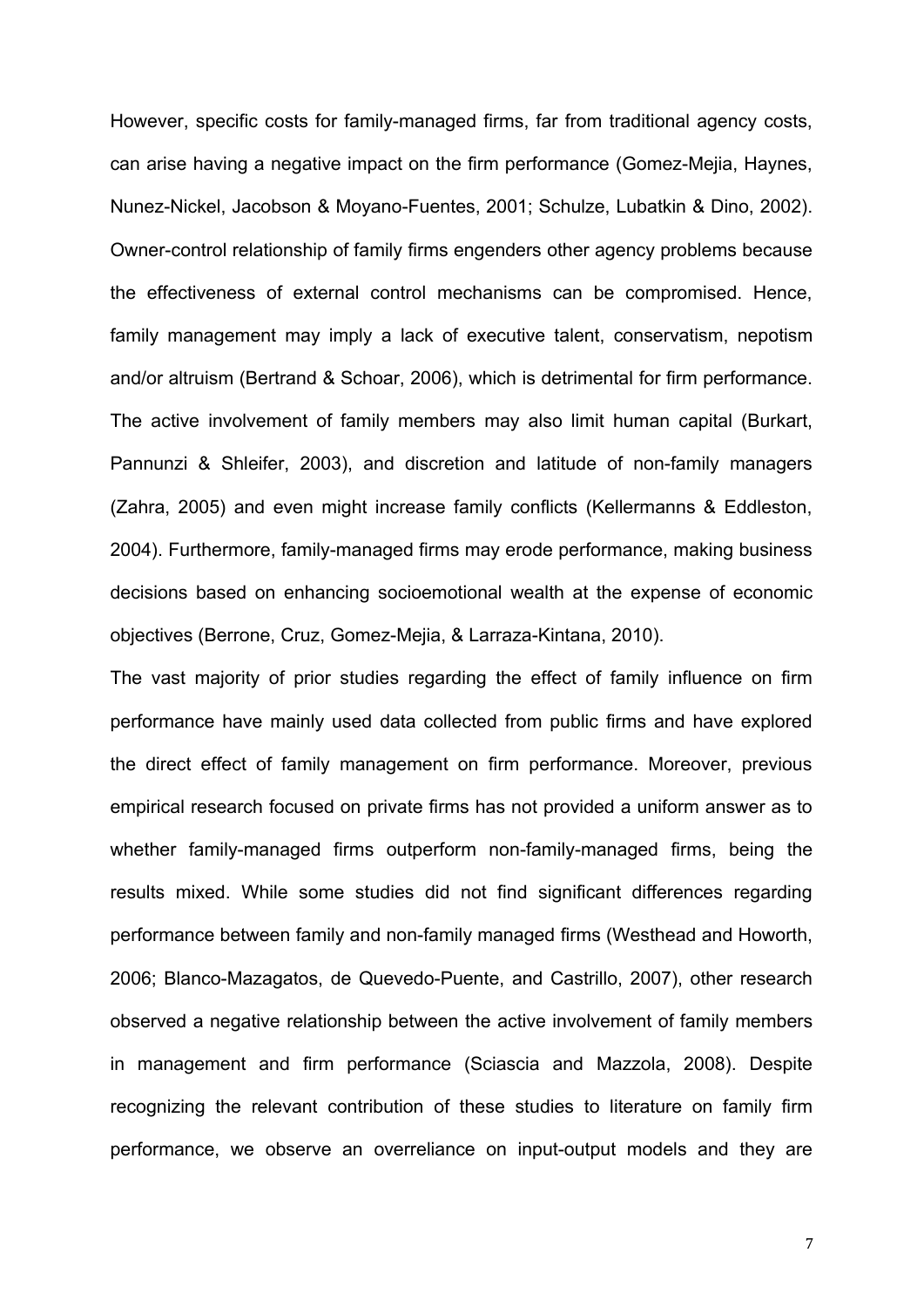However, specific costs for family-managed firms, far from traditional agency costs, can arise having a negative impact on the firm performance (Gomez-Mejia, Haynes, Nunez-Nickel, Jacobson & Moyano-Fuentes, 2001; Schulze, Lubatkin & Dino, 2002). Owner-control relationship of family firms engenders other agency problems because the effectiveness of external control mechanisms can be compromised. Hence, family management may imply a lack of executive talent, conservatism, nepotism and/or altruism (Bertrand & Schoar, 2006), which is detrimental for firm performance. The active involvement of family members may also limit human capital (Burkart, Pannunzi & Shleifer, 2003), and discretion and latitude of non-family managers (Zahra, 2005) and even might increase family conflicts (Kellermanns & Eddleston, 2004). Furthermore, family-managed firms may erode performance, making business decisions based on enhancing socioemotional wealth at the expense of economic objectives (Berrone, Cruz, Gomez-Mejia, & Larraza-Kintana, 2010).

The vast majority of prior studies regarding the effect of family influence on firm performance have mainly used data collected from public firms and have explored the direct effect of family management on firm performance. Moreover, previous empirical research focused on private firms has not provided a uniform answer as to whether family-managed firms outperform non-family-managed firms, being the results mixed. While some studies did not find significant differences regarding performance between family and non-family managed firms (Westhead and Howorth, 2006; Blanco-Mazagatos, de Quevedo-Puente, and Castrillo, 2007), other research observed a negative relationship between the active involvement of family members in management and firm performance (Sciascia and Mazzola, 2008). Despite recognizing the relevant contribution of these studies to literature on family firm performance, we observe an overreliance on input-output models and they are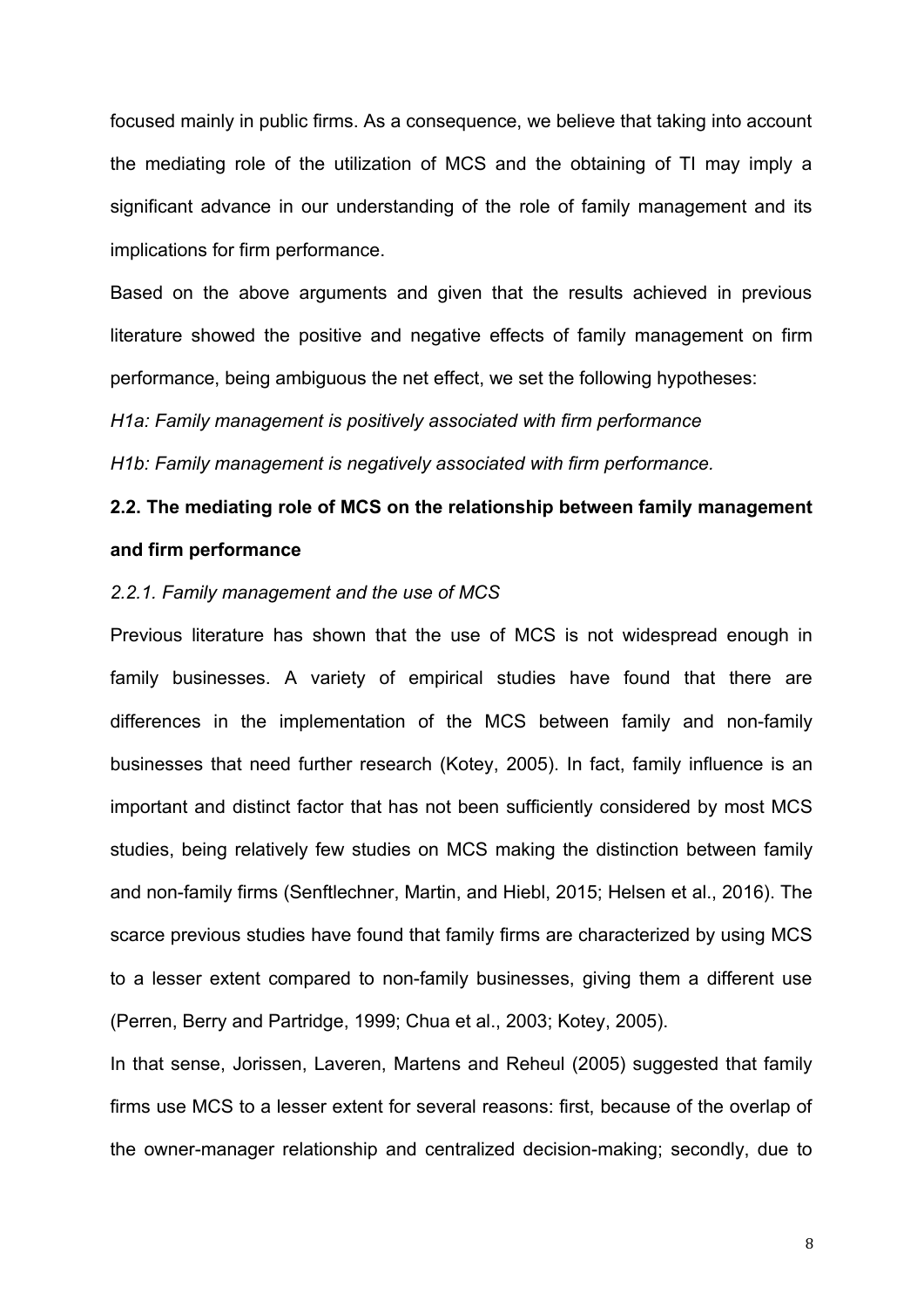focused mainly in public firms. As a consequence, we believe that taking into account the mediating role of the utilization of MCS and the obtaining of TI may imply a significant advance in our understanding of the role of family management and its implications for firm performance.

Based on the above arguments and given that the results achieved in previous literature showed the positive and negative effects of family management on firm performance, being ambiguous the net effect, we set the following hypotheses:

*H1a: Family management is positively associated with firm performance*

*H1b: Family management is negatively associated with firm performance.*

## 2.2. The mediating role of MCS on the relationship between family management and firm performance

### *2.2.1. Family management and the use of MCS*

Previous literature has shown that the use of MCS is not widespread enough in family businesses. A variety of empirical studies have found that there are differences in the implementation of the MCS between family and non-family businesses that need further research (Kotey, 2005). In fact, family influence is an important and distinct factor that has not been sufficiently considered by most MCS studies, being relatively few studies on MCS making the distinction between family and non-family firms (Senftlechner, Martin, and Hiebl, 2015; Helsen et al., 2016). The scarce previous studies have found that family firms are characterized by using MCS to a lesser extent compared to non-family businesses, giving them a different use (Perren, Berry and Partridge, 1999; Chua et al., 2003; Kotey, 2005).

In that sense, Jorissen, Laveren, Martens and Reheul (2005) suggested that family firms use MCS to a lesser extent for several reasons: first, because of the overlap of the owner-manager relationship and centralized decision-making; secondly, due to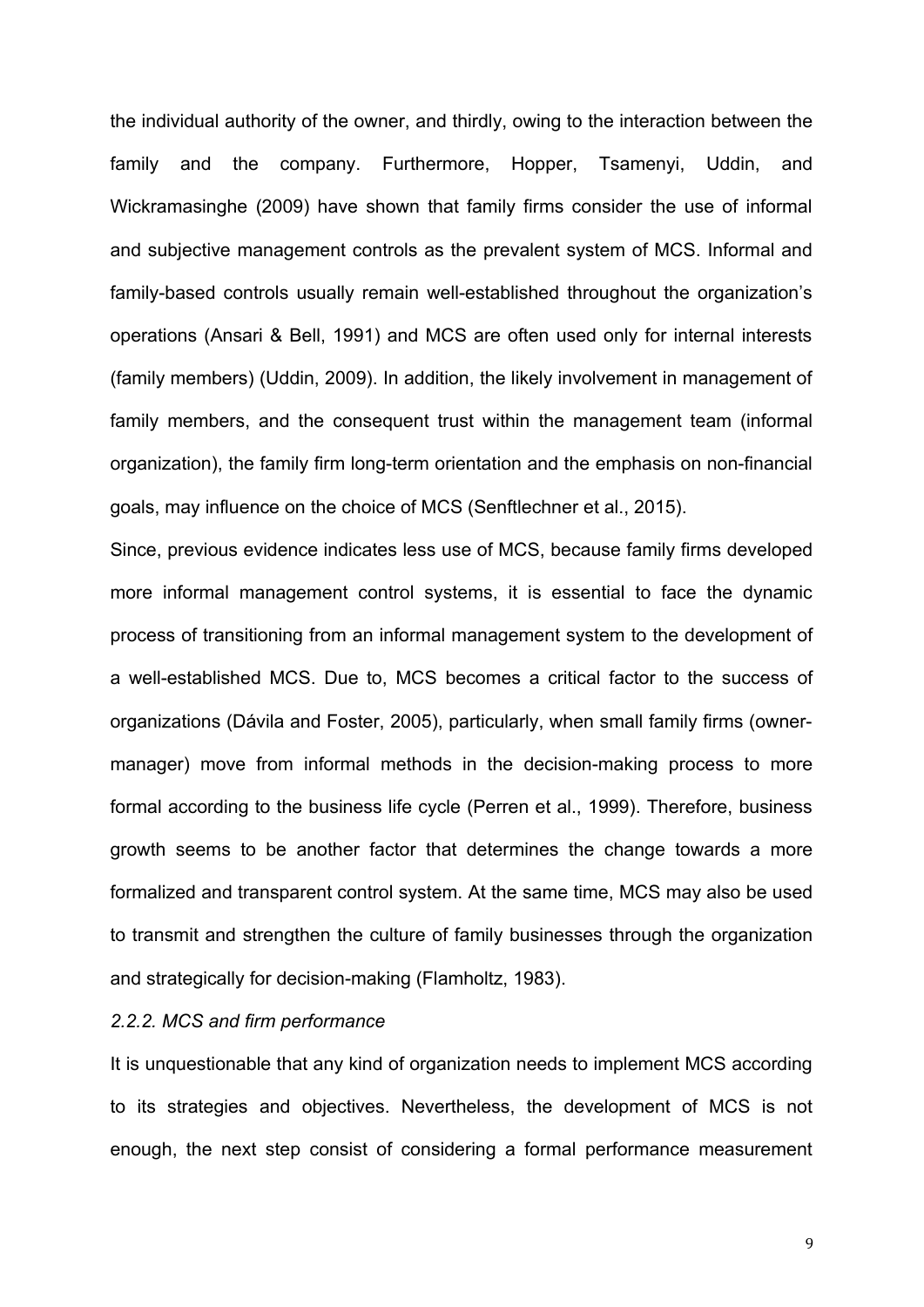the individual authority of the owner, and thirdly, owing to the interaction between the family and the company. Furthermore, Hopper, Tsamenyi, Uddin, and Wickramasinghe (2009) have shown that family firms consider the use of informal and subjective management controls as the prevalent system of MCS. Informal and family-based controls usually remain well-established throughout the organization's operations (Ansari & Bell, 1991) and MCS are often used only for internal interests (family members) (Uddin, 2009). In addition, the likely involvement in management of family members, and the consequent trust within the management team (informal organization), the family firm long-term orientation and the emphasis on non-financial goals, may influence on the choice of MCS (Senftlechner et al., 2015).

Since, previous evidence indicates less use of MCS, because family firms developed more informal management control systems, it is essential to face the dynamic process of transitioning from an informal management system to the development of a well-established MCS. Due to, MCS becomes a critical factor to the success of organizations (Dávila and Foster, 2005), particularly, when small family firms (owner-manager) move from informal methods in the decision-making process to more formal according to the business life cycle (Perren et al., 1999). Therefore, business growth seems to be another factor that determines the change towards a more formalized and transparent control system. At the same time, MCS may also be used to transmit and strengthen the culture of family businesses through the organization and strategically for decision-making (Flamholtz, 1983).

### *2.2.2. MCS and firm performance*

It is unquestionable that any kind of organization needs to implement MCS according to its strategies and objectives. Nevertheless, the development of MCS is not enough, the next step consist of considering a formal performance measurement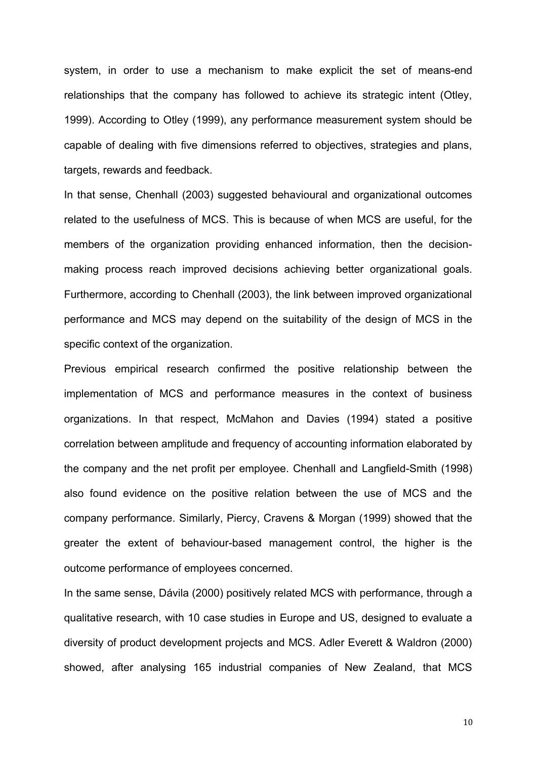system, in order to use a mechanism to make explicit the set of means-end relationships that the company has followed to achieve its strategic intent (Otley, 1999). According to Otley (1999), any performance measurement system should be capable of dealing with five dimensions referred to objectives, strategies and plans, targets, rewards and feedback.

In that sense, Chenhall (2003) suggested behavioural and organizational outcomes related to the usefulness of MCS. This is because of when MCS are useful, for the members of the organization providing enhanced information, then the decision-making process reach improved decisions achieving better organizational goals. Furthermore, according to Chenhall (2003), the link between improved organizational performance and MCS may depend on the suitability of the design of MCS in the specific context of the organization.

Previous empirical research confirmed the positive relationship between the implementation of MCS and performance measures in the context of business organizations. In that respect, McMahon and Davies (1994) stated a positive correlation between amplitude and frequency of accounting information elaborated by the company and the net profit per employee. Chenhall and Langfield-Smith (1998) also found evidence on the positive relation between the use of MCS and the company performance. Similarly, Piercy, Cravens & Morgan (1999) showed that the greater the extent of behaviour-based management control, the higher is the outcome performance of employees concerned.

In the same sense, Dávila (2000) positively related MCS with performance, through a qualitative research, with 10 case studies in Europe and US, designed to evaluate a diversity of product development projects and MCS. Adler Everett & Waldron (2000) showed, after analysing 165 industrial companies of New Zealand, that MCS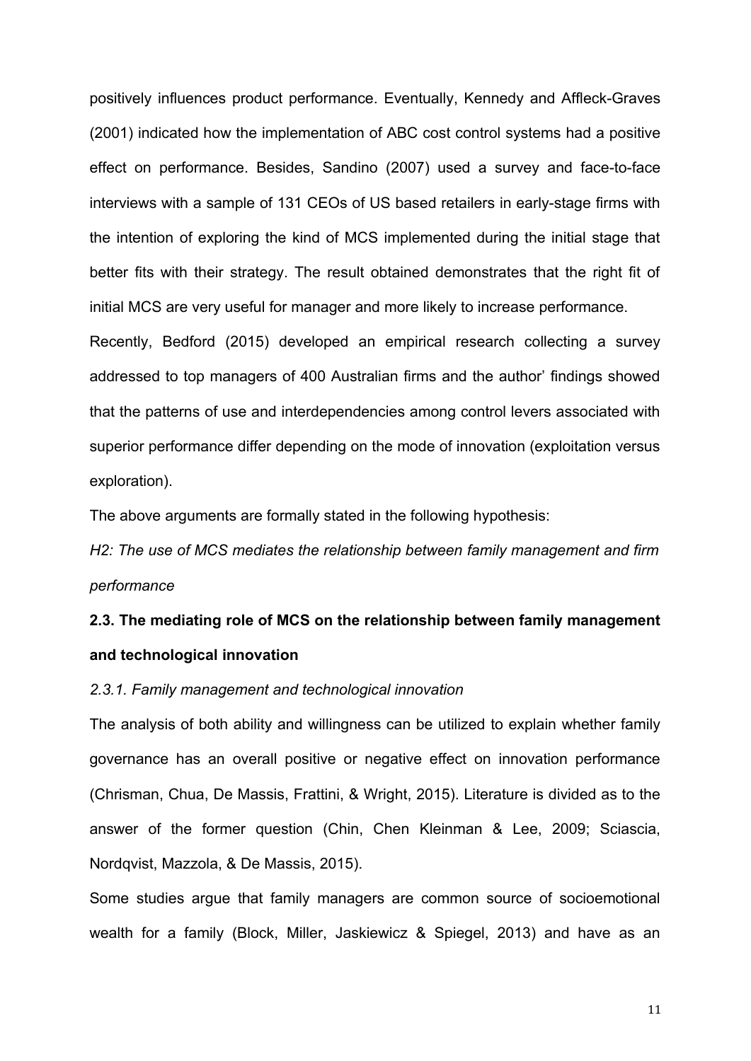positively influences product performance. Eventually, Kennedy and Affleck-Graves (2001) indicated how the implementation of ABC cost control systems had a positive effect on performance. Besides, Sandino (2007) used a survey and face-to-face interviews with a sample of 131 CEOs of US based retailers in early-stage firms with the intention of exploring the kind of MCS implemented during the initial stage that better fits with their strategy. The result obtained demonstrates that the right fit of initial MCS are very useful for manager and more likely to increase performance.

Recently, Bedford (2015) developed an empirical research collecting a survey addressed to top managers of 400 Australian firms and the author' findings showed that the patterns of use and interdependencies among control levers associated with superior performance differ depending on the mode of innovation (exploitation versus exploration).

The above arguments are formally stated in the following hypothesis:

*H2: The use of MCS mediates the relationship between family management and firm performance*

### 2.3. The mediating role of MCS on the relationship between family management and technological innovation

#### *2.3.1. Family management and technological innovation*

The analysis of both ability and willingness can be utilized to explain whether family governance has an overall positive or negative effect on innovation performance (Chrisman, Chua, De Massis, Frattini, & Wright, 2015). Literature is divided as to the answer of the former question (Chin, Chen Kleinman & Lee, 2009; Sciascia, Nordqvist, Mazzola, & De Massis, 2015).

Some studies argue that family managers are common source of socioemotional wealth for a family (Block, Miller, Jaskiewicz & Spiegel, 2013) and have as an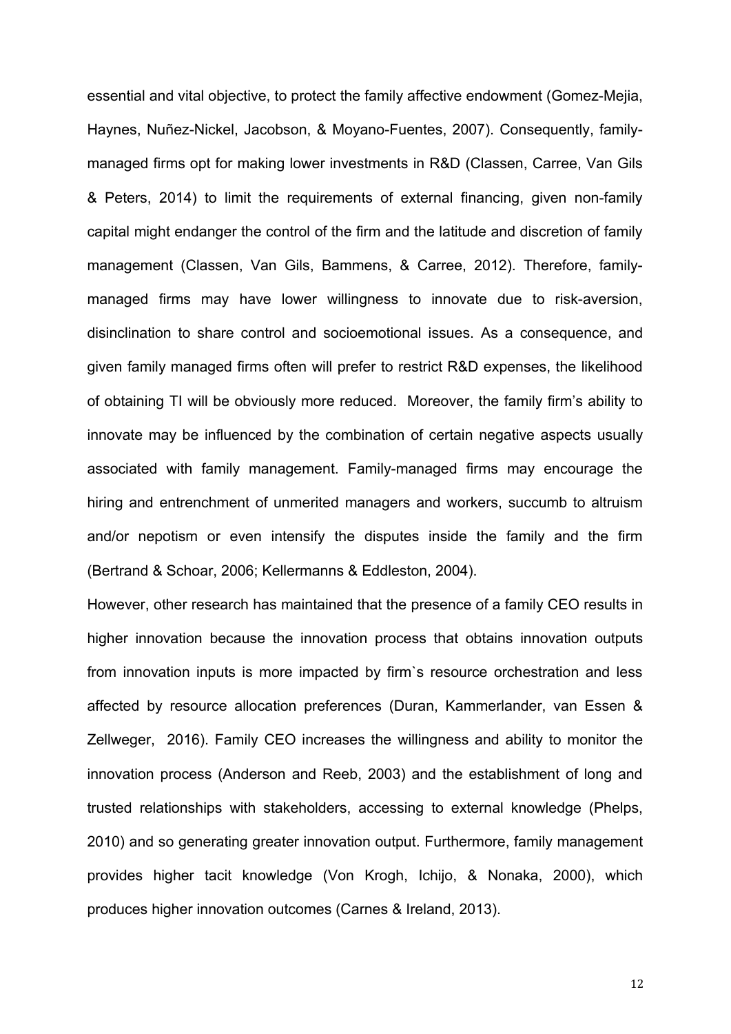essential and vital objective, to protect the family affective endowment (Gomez-Mejia, Haynes, Nuñez-Nickel, Jacobson, & Moyano-Fuentes, 2007). Consequently, family-managed firms opt for making lower investments in R&D (Classen, Carree, Van Gils & Peters, 2014) to limit the requirements of external financing, given non-family capital might endanger the control of the firm and the latitude and discretion of family management (Classen, Van Gils, Bammens, & Carree, 2012). Therefore, family-managed firms may have lower willingness to innovate due to risk-aversion, disinclination to share control and socioemotional issues. As a consequence, and given family managed firms often will prefer to restrict R&D expenses, the likelihood of obtaining TI will be obviously more reduced. Moreover, the family firm's ability to innovate may be influenced by the combination of certain negative aspects usually associated with family management. Family-managed firms may encourage the hiring and entrenchment of unmerited managers and workers, succumb to altruism and/or nepotism or even intensify the disputes inside the family and the firm (Bertrand & Schoar, 2006; Kellermanns & Eddleston, 2004).

However, other research has maintained that the presence of a family CEO results in higher innovation because the innovation process that obtains innovation outputs from innovation inputs is more impacted by firm`s resource orchestration and less affected by resource allocation preferences (Duran, Kammerlander, van Essen & Zellweger, 2016). Family CEO increases the willingness and ability to monitor the innovation process (Anderson and Reeb, 2003) and the establishment of long and trusted relationships with stakeholders, accessing to external knowledge (Phelps, 2010) and so generating greater innovation output. Furthermore, family management provides higher tacit knowledge (Von Krogh, Ichijo, & Nonaka, 2000), which produces higher innovation outcomes (Carnes & Ireland, 2013).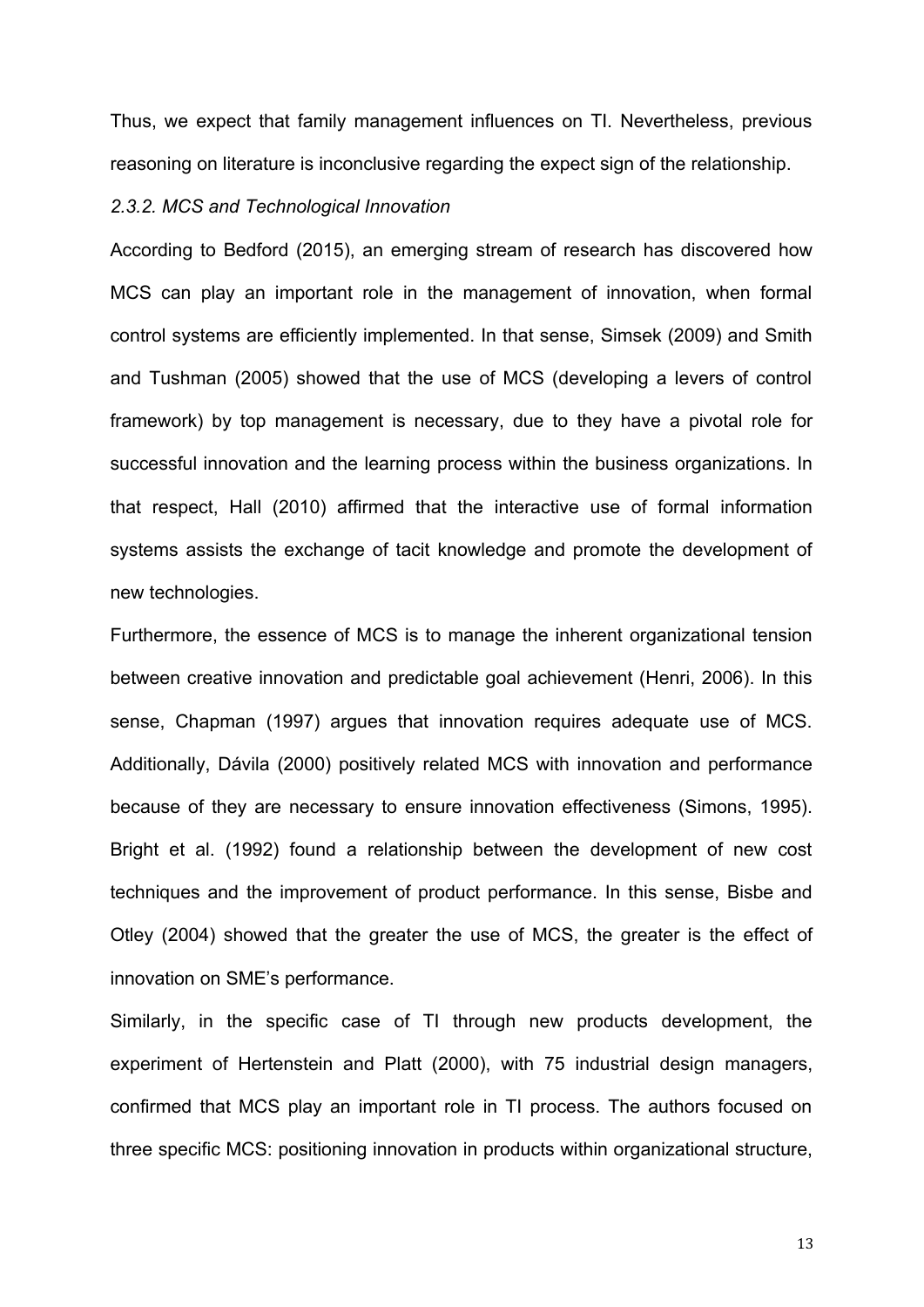Thus, we expect that family management influences on TI. Nevertheless, previous reasoning on literature is inconclusive regarding the expect sign of the relationship.

### *2.3.2. MCS and Technological Innovation*

According to Bedford (2015), an emerging stream of research has discovered how MCS can play an important role in the management of innovation, when formal control systems are efficiently implemented. In that sense, Simsek (2009) and Smith and Tushman (2005) showed that the use of MCS (developing a levers of control framework) by top management is necessary, due to they have a pivotal role for successful innovation and the learning process within the business organizations. In that respect, Hall (2010) affirmed that the interactive use of formal information systems assists the exchange of tacit knowledge and promote the development of new technologies.

Furthermore, the essence of MCS is to manage the inherent organizational tension between creative innovation and predictable goal achievement (Henri, 2006). In this sense, Chapman (1997) argues that innovation requires adequate use of MCS. Additionally, Dávila (2000) positively related MCS with innovation and performance because of they are necessary to ensure innovation effectiveness (Simons, 1995). Bright et al. (1992) found a relationship between the development of new cost techniques and the improvement of product performance. In this sense, Bisbe and Otley (2004) showed that the greater the use of MCS, the greater is the effect of innovation on SME's performance.

Similarly, in the specific case of TI through new products development, the experiment of Hertenstein and Platt (2000), with 75 industrial design managers, confirmed that MCS play an important role in TI process. The authors focused on three specific MCS: positioning innovation in products within organizational structure,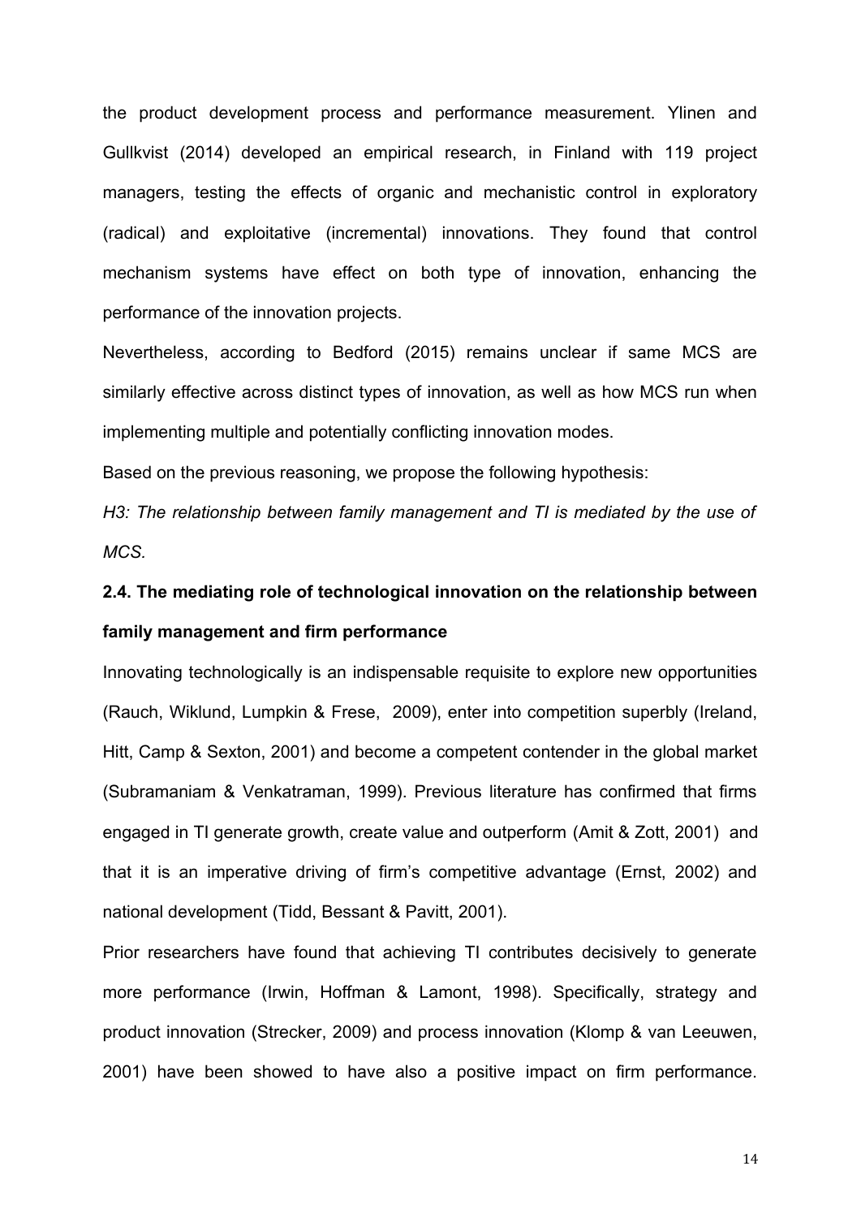the product development process and performance measurement. Ylinen and Gullkvist (2014) developed an empirical research, in Finland with 119 project managers, testing the effects of organic and mechanistic control in exploratory (radical) and exploitative (incremental) innovations. They found that control mechanism systems have effect on both type of innovation, enhancing the performance of the innovation projects.

Nevertheless, according to Bedford (2015) remains unclear if same MCS are similarly effective across distinct types of innovation, as well as how MCS run when implementing multiple and potentially conflicting innovation modes.

Based on the previous reasoning, we propose the following hypothesis:

*H3: The relationship between family management and TI is mediated by the use of MCS.*

### 2.4. The mediating role of technological innovation on the relationship between family management and firm performance

Innovating technologically is an indispensable requisite to explore new opportunities (Rauch, Wiklund, Lumpkin & Frese, 2009), enter into competition superbly (Ireland, Hitt, Camp & Sexton, 2001) and become a competent contender in the global market (Subramaniam & Venkatraman, 1999). Previous literature has confirmed that firms engaged in TI generate growth, create value and outperform (Amit & Zott, 2001) and that it is an imperative driving of firm's competitive advantage (Ernst, 2002) and national development (Tidd, Bessant & Pavitt, 2001).

Prior researchers have found that achieving TI contributes decisively to generate more performance (Irwin, Hoffman & Lamont, 1998). Specifically, strategy and product innovation (Strecker, 2009) and process innovation (Klomp & van Leeuwen, 2001) have been showed to have also a positive impact on firm performance.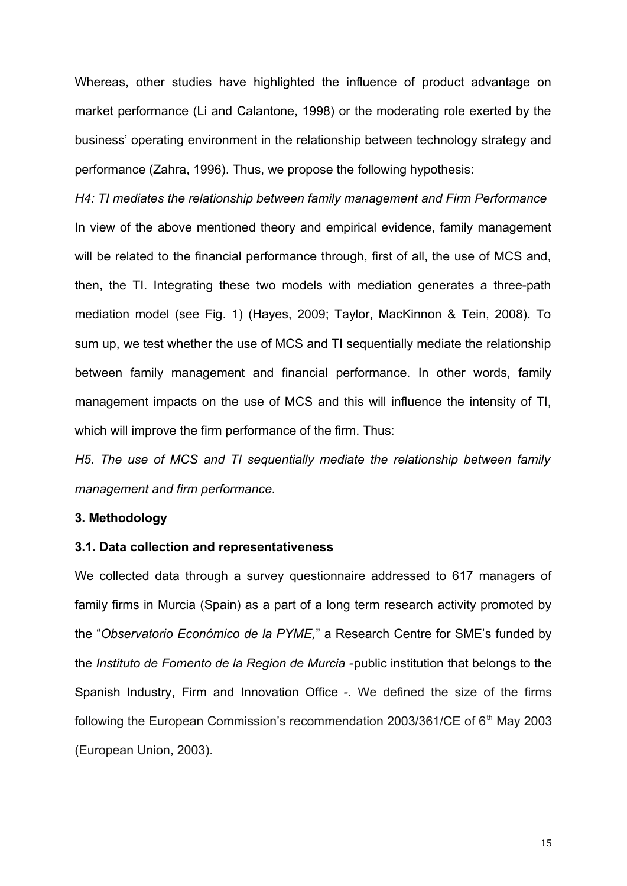Whereas, other studies have highlighted the influence of product advantage on market performance (Li and Calantone, 1998) or the moderating role exerted by the business' operating environment in the relationship between technology strategy and performance (Zahra, 1996). Thus, we propose the following hypothesis:

*H4: TI mediates the relationship between family management and Firm Performance*

In view of the above mentioned theory and empirical evidence, family management will be related to the financial performance through, first of all, the use of MCS and, then, the TI. Integrating these two models with mediation generates a three-path mediation model (see Fig. 1) (Hayes, 2009; Taylor, MacKinnon & Tein, 2008). To sum up, we test whether the use of MCS and TI sequentially mediate the relationship between family management and financial performance. In other words, family management impacts on the use of MCS and this will influence the intensity of TI, which will improve the firm performance of the firm. Thus:

*H5. The use of MCS and TI sequentially mediate the relationship between family management and firm performance.*

## 3. Methodology

### 3.1. Data collection and representativeness

We collected data through a survey questionnaire addressed to 617 managers of family firms in Murcia (Spain) as a part of a long term research activity promoted by the "*Observatorio Económico de la PYME,*" a Research Centre for SME's funded by the *Instituto de Fomento de la Region de Murcia* -public institution that belongs to the Spanish Industry, Firm and Innovation Office -. We defined the size of the firms following the European Commission's recommendation 2003/361/CE of 6th May 2003 (European Union, 2003).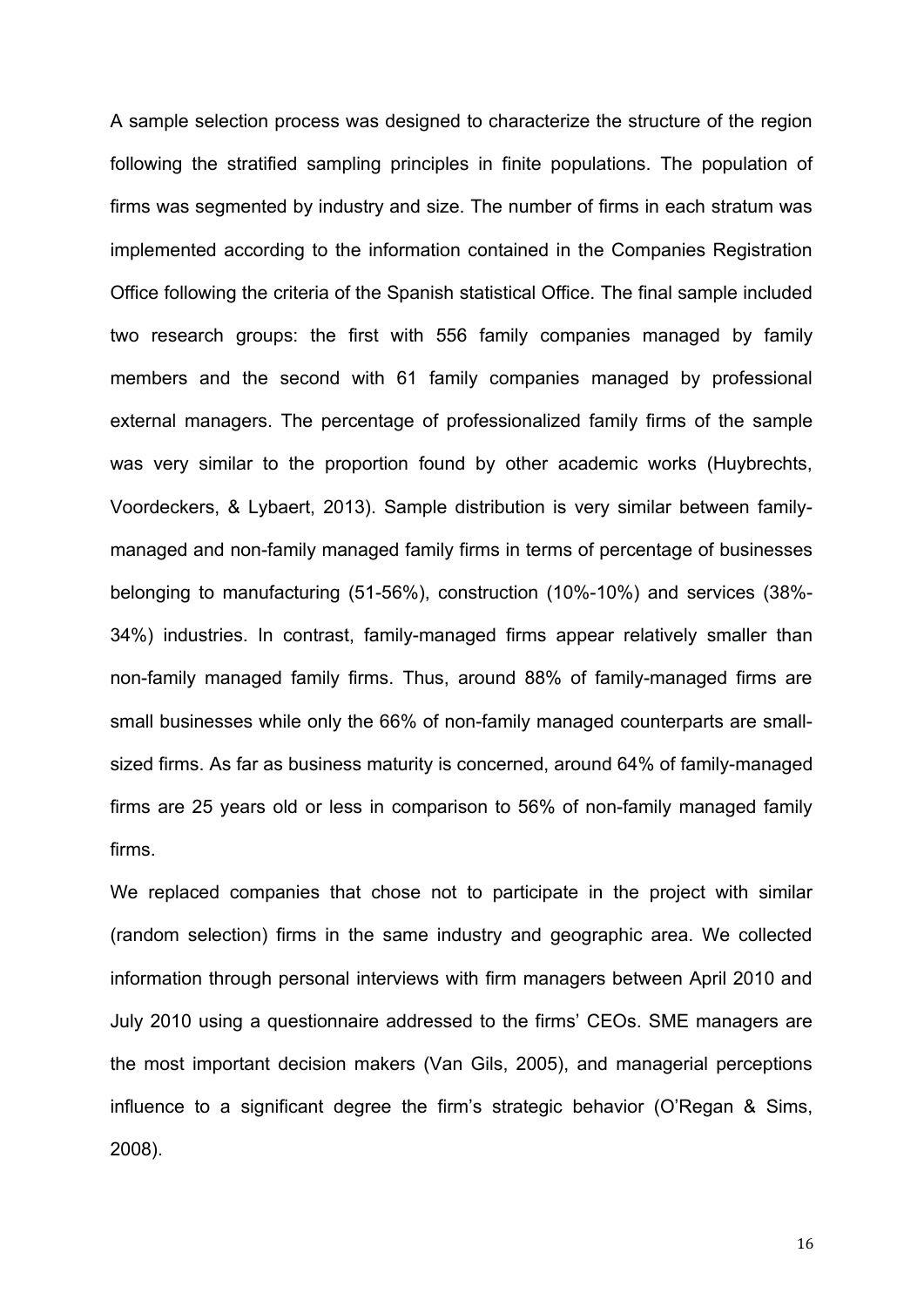A sample selection process was designed to characterize the structure of the region following the stratified sampling principles in finite populations. The population of firms was segmented by industry and size. The number of firms in each stratum was implemented according to the information contained in the Companies Registration Office following the criteria of the Spanish statistical Office. The final sample included two research groups: the first with 556 family companies managed by family members and the second with 61 family companies managed by professional external managers. The percentage of professionalized family firms of the sample was very similar to the proportion found by other academic works (Huybrechts, Voordeckers, & Lybaert, 2013). Sample distribution is very similar between family-managed and non-family managed family firms in terms of percentage of businesses belonging to manufacturing (51-56%), construction (10%-10%) and services (38%-34%) industries. In contrast, family-managed firms appear relatively smaller than non-family managed family firms. Thus, around 88% of family-managed firms are small businesses while only the 66% of non-family managed counterparts are small-sized firms. As far as business maturity is concerned, around 64% of family-managed firms are 25 years old or less in comparison to 56% of non-family managed family firms.

We replaced companies that chose not to participate in the project with similar (random selection) firms in the same industry and geographic area. We collected information through personal interviews with firm managers between April 2010 and July 2010 using a questionnaire addressed to the firms' CEOs. SME managers are the most important decision makers (Van Gils, 2005), and managerial perceptions influence to a significant degree the firm's strategic behavior (O'Regan & Sims, 2008).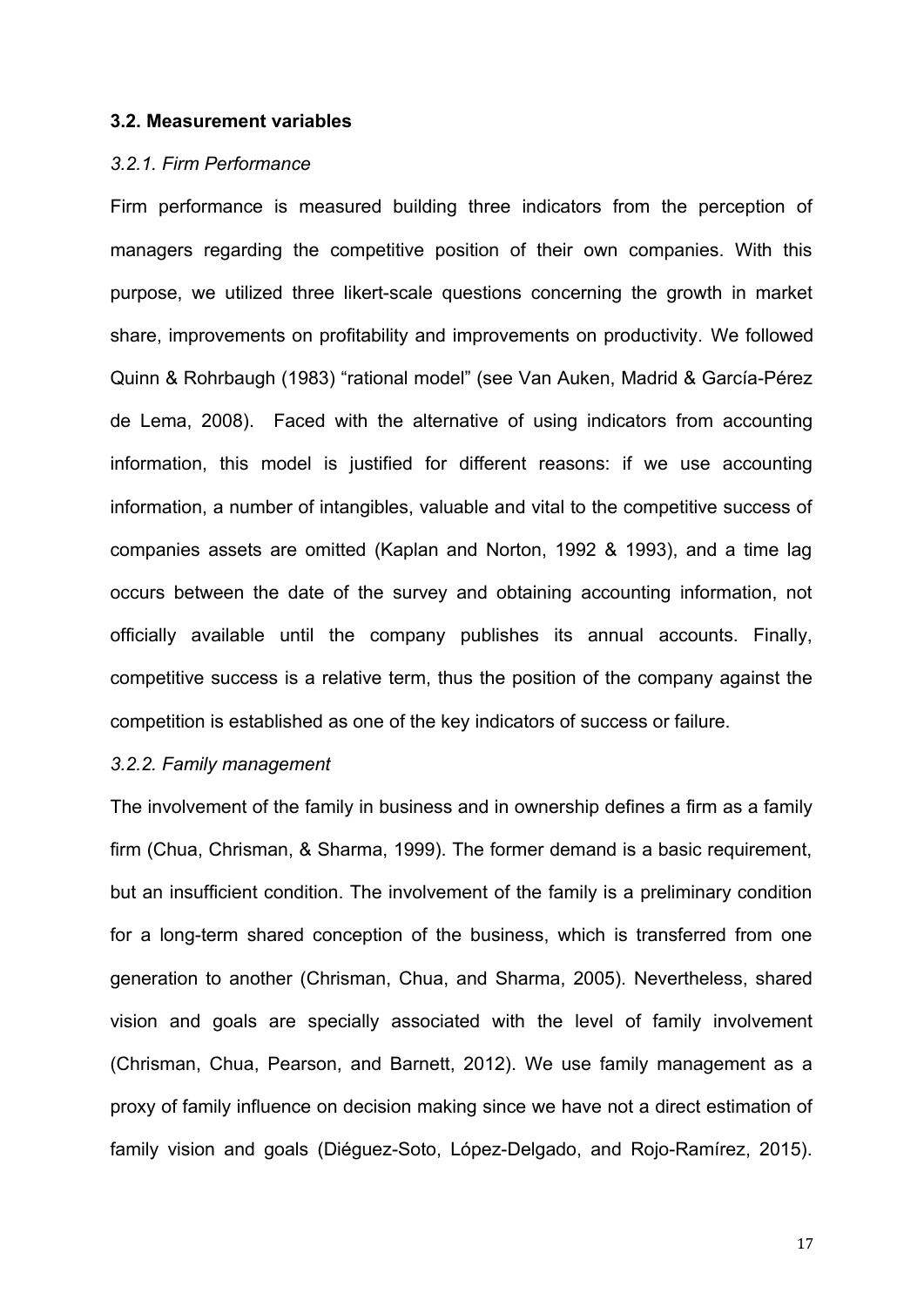### 3.2. Measurement variables

#### *3.2.1. Firm Performance*

Firm performance is measured building three indicators from the perception of managers regarding the competitive position of their own companies. With this purpose, we utilized three likert-scale questions concerning the growth in market share, improvements on profitability and improvements on productivity. We followed Quinn & Rohrbaugh (1983) "rational model" (see Van Auken, Madrid & García-Pérez de Lema, 2008). Faced with the alternative of using indicators from accounting information, this model is justified for different reasons: if we use accounting information, a number of intangibles, valuable and vital to the competitive success of companies assets are omitted (Kaplan and Norton, 1992 & 1993), and a time lag occurs between the date of the survey and obtaining accounting information, not officially available until the company publishes its annual accounts. Finally, competitive success is a relative term, thus the position of the company against the competition is established as one of the key indicators of success or failure.

#### *3.2.2. Family management*

The involvement of the family in business and in ownership defines a firm as a family firm (Chua, Chrisman, & Sharma, 1999). The former demand is a basic requirement, but an insufficient condition. The involvement of the family is a preliminary condition for a long-term shared conception of the business, which is transferred from one generation to another (Chrisman, Chua, and Sharma, 2005). Nevertheless, shared vision and goals are specially associated with the level of family involvement (Chrisman, Chua, Pearson, and Barnett, 2012). We use family management as a proxy of family influence on decision making since we have not a direct estimation of family vision and goals (Diéguez-Soto, López-Delgado, and Rojo-Ramírez, 2015).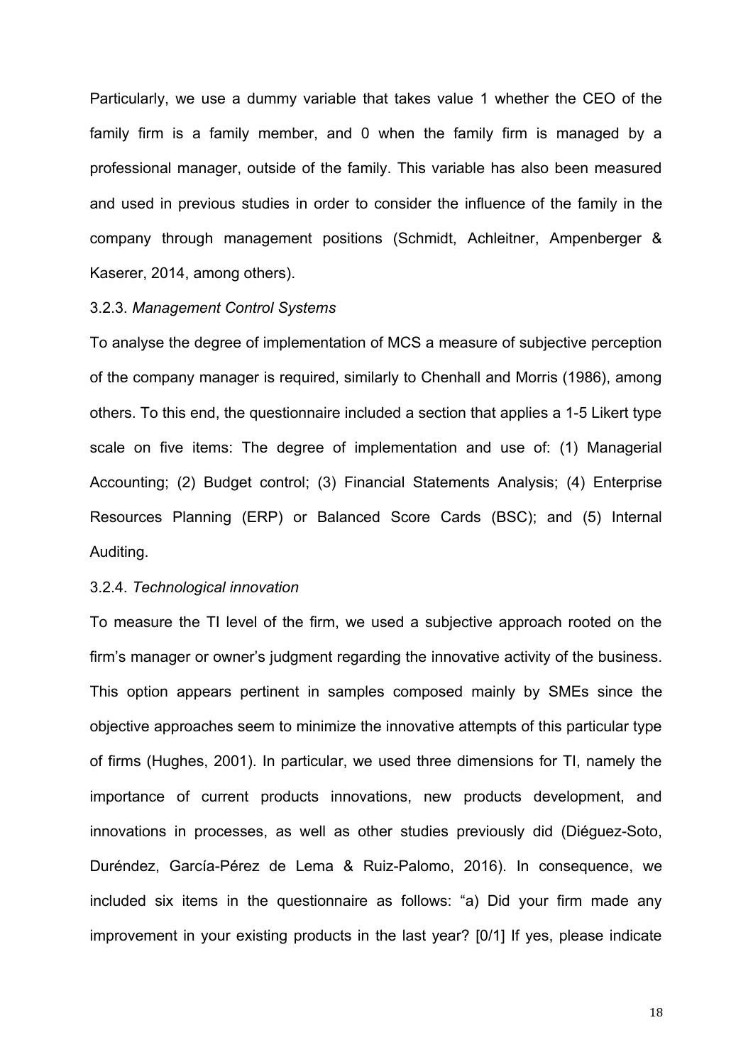Particularly, we use a dummy variable that takes value 1 whether the CEO of the family firm is a family member, and 0 when the family firm is managed by a professional manager, outside of the family. This variable has also been measured and used in previous studies in order to consider the influence of the family in the company through management positions (Schmidt, Achleitner, Ampenberger & Kaserer, 2014, among others).

### 3.2.3. *Management Control Systems*

To analyse the degree of implementation of MCS a measure of subjective perception of the company manager is required, similarly to Chenhall and Morris (1986), among others. To this end, the questionnaire included a section that applies a 1-5 Likert type scale on five items: The degree of implementation and use of: (1) Managerial Accounting; (2) Budget control; (3) Financial Statements Analysis; (4) Enterprise Resources Planning (ERP) or Balanced Score Cards (BSC); and (5) Internal Auditing.

### 3.2.4. *Technological innovation*

To measure the TI level of the firm, we used a subjective approach rooted on the firm's manager or owner's judgment regarding the innovative activity of the business. This option appears pertinent in samples composed mainly by SMEs since the objective approaches seem to minimize the innovative attempts of this particular type of firms (Hughes, 2001). In particular, we used three dimensions for TI, namely the importance of current products innovations, new products development, and innovations in processes, as well as other studies previously did (Diéguez-Soto, Duréndez, García-Pérez de Lema & Ruiz-Palomo, 2016). In consequence, we included six items in the questionnaire as follows: "a) Did your firm made any improvement in your existing products in the last year? [0/1] If yes, please indicate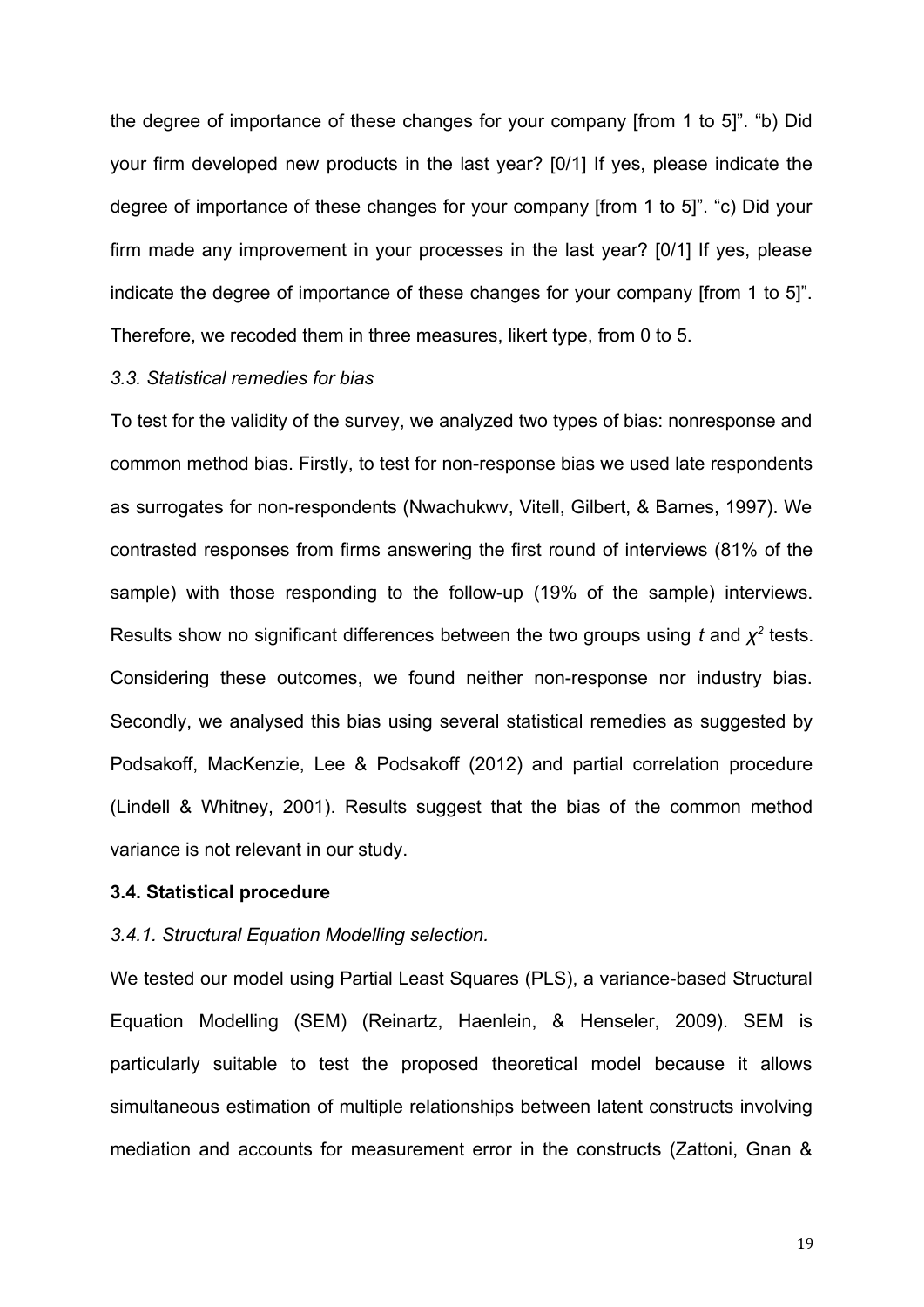the degree of importance of these changes for your company [from 1 to 5]". "b) Did your firm developed new products in the last year? [0/1] If yes, please indicate the degree of importance of these changes for your company [from 1 to 5]". "c) Did your firm made any improvement in your processes in the last year? [0/1] If yes, please indicate the degree of importance of these changes for your company [from 1 to 5]". Therefore, we recoded them in three measures, likert type, from 0 to 5.

*3.3. Statistical remedies for bias*

To test for the validity of the survey, we analyzed two types of bias: nonresponse and common method bias. Firstly, to test for non-response bias we used late respondents as surrogates for non-respondents (Nwachukwv, Vitell, Gilbert, & Barnes, 1997). We contrasted responses from firms answering the first round of interviews (81% of the sample) with those responding to the follow-up (19% of the sample) interviews. Results show no significant differences between the two groups using $t$ and $\chi^2$ tests. Considering these outcomes, we found neither non-response nor industry bias. Secondly, we analysed this bias using several statistical remedies as suggested by Podsakoff, MacKenzie, Lee & Podsakoff (2012) and partial correlation procedure (Lindell & Whitney, 2001). Results suggest that the bias of the common method variance is not relevant in our study.

**3.4. Statistical procedure**

*3.4.1. Structural Equation Modelling selection.*

We tested our model using Partial Least Squares (PLS), a variance-based Structural Equation Modelling (SEM) (Reinartz, Haenlein, & Henseler, 2009). SEM is particularly suitable to test the proposed theoretical model because it allows simultaneous estimation of multiple relationships between latent constructs involving mediation and accounts for measurement error in the constructs (Zattoni, Gnan &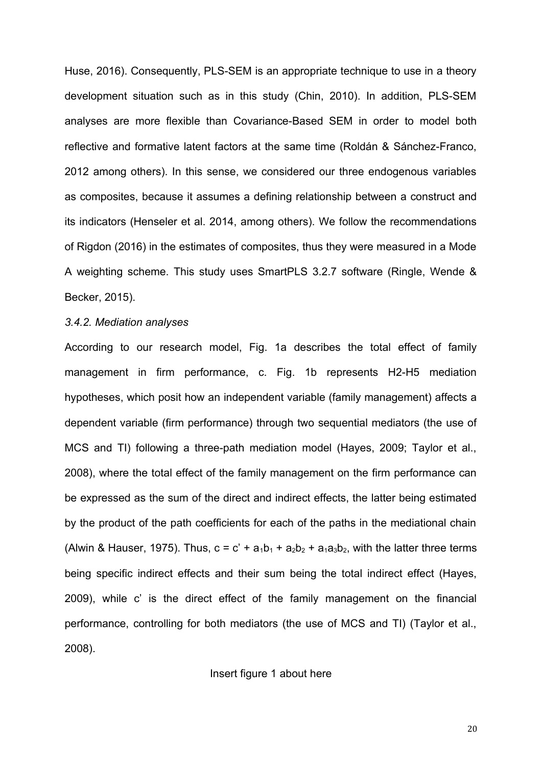Huse, 2016). Consequently, PLS-SEM is an appropriate technique to use in a theory development situation such as in this study (Chin, 2010). In addition, PLS-SEM analyses are more flexible than Covariance-Based SEM in order to model both reflective and formative latent factors at the same time (Roldán & Sánchez-Franco, 2012 among others). In this sense, we considered our three endogenous variables as composites, because it assumes a defining relationship between a construct and its indicators (Henseler et al. 2014, among others). We follow the recommendations of Rigdon (2016) in the estimates of composites, thus they were measured in a Mode A weighting scheme. This study uses SmartPLS 3.2.7 software (Ringle, Wende & Becker, 2015).

### *3.4.2. Mediation analyses*

According to our research model, Fig. 1a describes the total effect of family management in firm performance, c. Fig. 1b represents H2-H5 mediation hypotheses, which posit how an independent variable (family management) affects a dependent variable (firm performance) through two sequential mediators (the use of MCS and TI) following a three-path mediation model (Hayes, 2009; Taylor et al., 2008), where the total effect of the family management on the firm performance can be expressed as the sum of the direct and indirect effects, the latter being estimated by the product of the path coefficients for each of the paths in the mediational chain (Alwin & Hauser, 1975). Thus, $c = c' + a_1b_1 + a_2b_2 + a_1a_3b_2$, with the latter three terms being specific indirect effects and their sum being the total indirect effect (Hayes, 2009), while c' is the direct effect of the family management on the financial performance, controlling for both mediators (the use of MCS and TI) (Taylor et al., 2008).

Insert figure 1 about here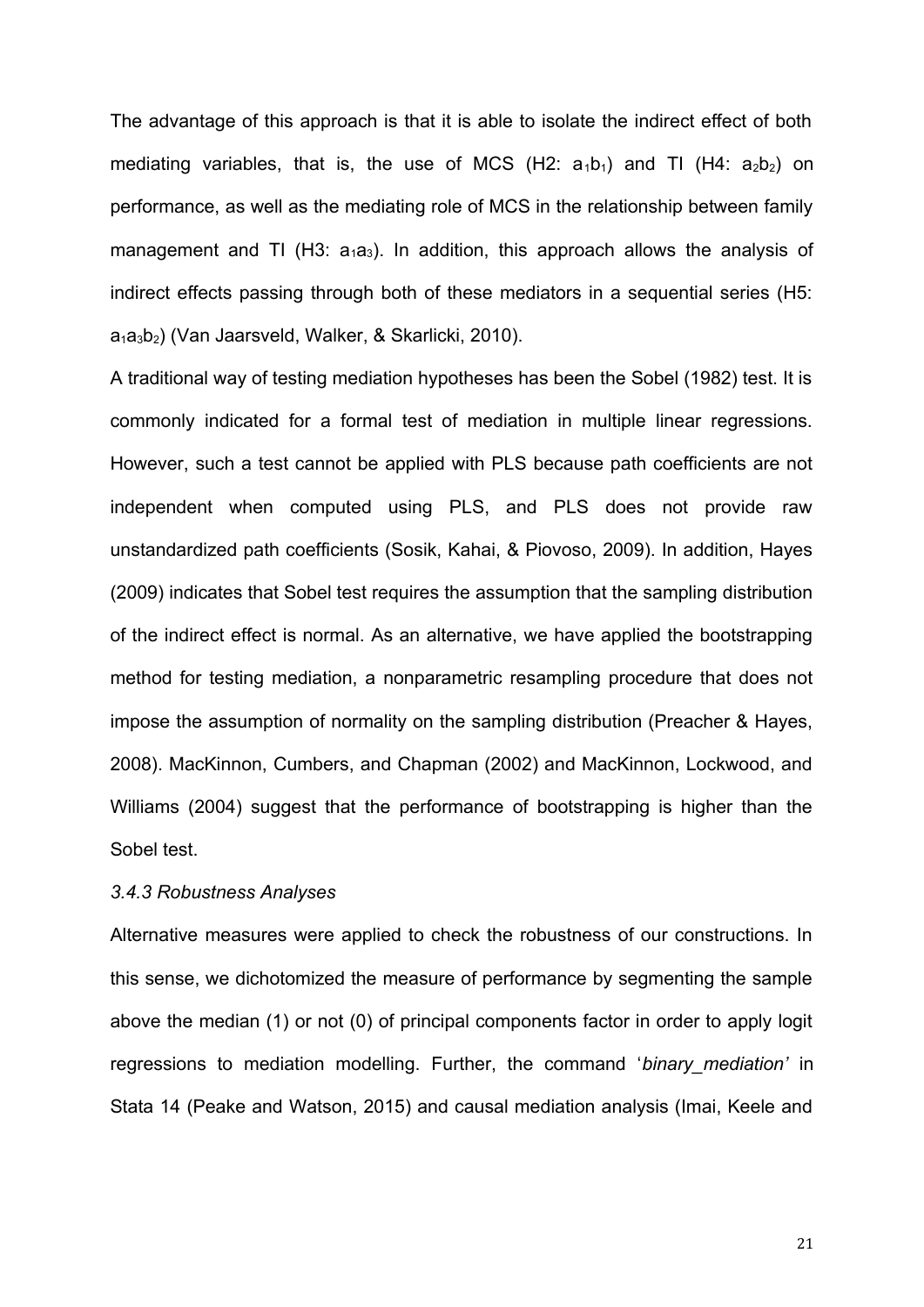The advantage of this approach is that it is able to isolate the indirect effect of both mediating variables, that is, the use of MCS (H2: $a_1b_1$) and TI (H4: $a_2b_2$) on performance, as well as the mediating role of MCS in the relationship between family management and TI (H3: $a_1a_3$). In addition, this approach allows the analysis of indirect effects passing through both of these mediators in a sequential series (H5: $a_1a_3b_2$) (Van Jaarsveld, Walker, & Skarlicki, 2010).

A traditional way of testing mediation hypotheses has been the Sobel (1982) test. It is commonly indicated for a formal test of mediation in multiple linear regressions. However, such a test cannot be applied with PLS because path coefficients are not independent when computed using PLS, and PLS does not provide raw unstandardized path coefficients (Sosik, Kahai, & Piovoso, 2009). In addition, Hayes (2009) indicates that Sobel test requires the assumption that the sampling distribution of the indirect effect is normal. As an alternative, we have applied the bootstrapping method for testing mediation, a nonparametric resampling procedure that does not impose the assumption of normality on the sampling distribution (Preacher & Hayes, 2008). MacKinnon, Cumbers, and Chapman (2002) and MacKinnon, Lockwood, and Williams (2004) suggest that the performance of bootstrapping is higher than the Sobel test.

### *3.4.3 Robustness Analyses*

Alternative measures were applied to check the robustness of our constructions. In this sense, we dichotomized the measure of performance by segmenting the sample above the median (1) or not (0) of principal components factor in order to apply logit regressions to mediation modelling. Further, the command '*binary_mediation'* in Stata 14 (Peake and Watson, 2015) and causal mediation analysis (Imai, Keele and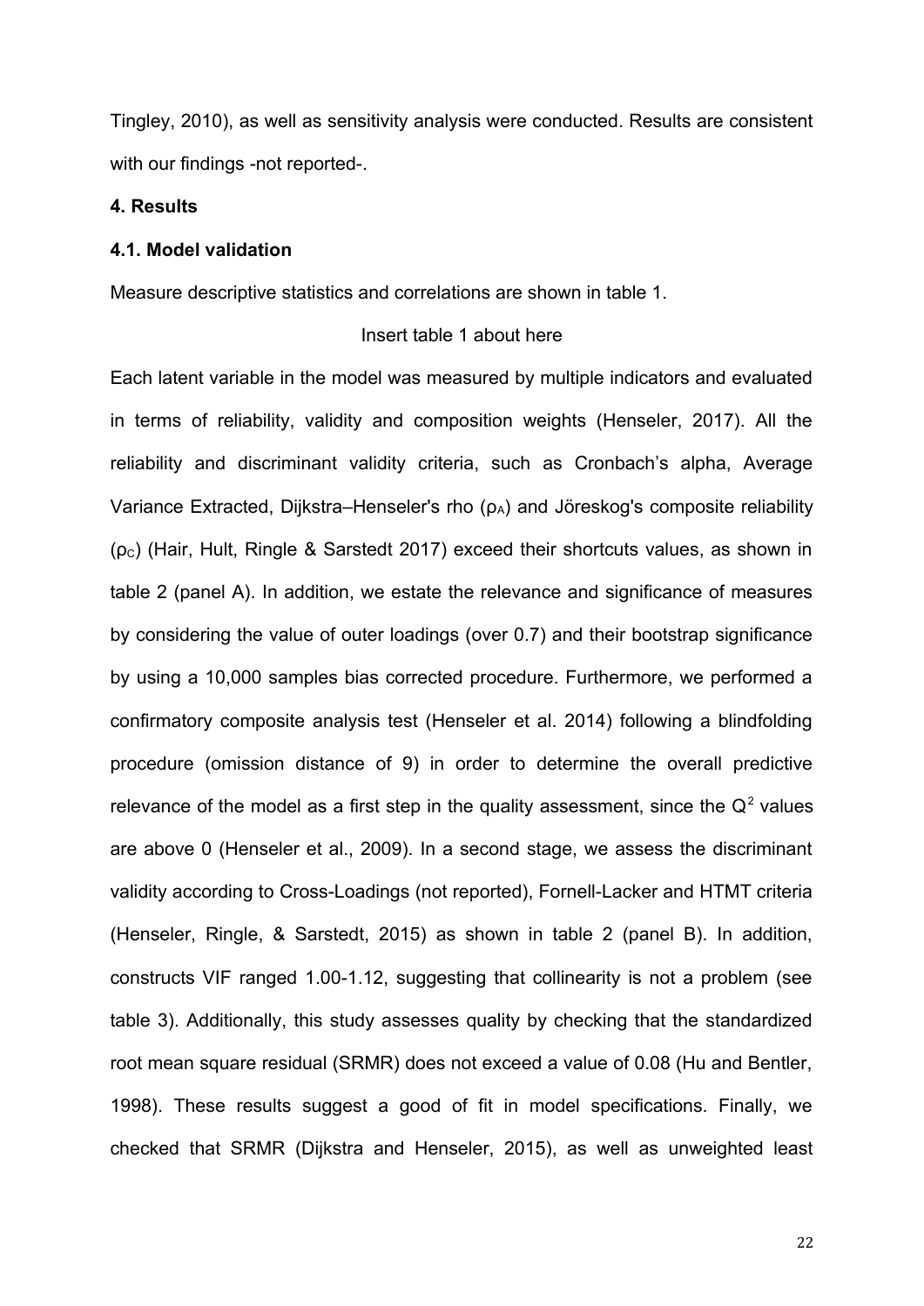Tingley, 2010), as well as sensitivity analysis were conducted. Results are consistent with our findings -not reported-.

## 4. Results

### 4.1. Model validation

Measure descriptive statistics and correlations are shown in table 1.

Insert table 1 about here

Each latent variable in the model was measured by multiple indicators and evaluated in terms of reliability, validity and composition weights (Henseler, 2017). All the reliability and discriminant validity criteria, such as Cronbach's alpha, Average Variance Extracted, Dijkstra–Henseler's rho ($\rho_A$) and Jöreskog's composite reliability ($\rho_C$) (Hair, Hult, Ringle & Sarstedt 2017) exceed their shortcuts values, as shown in table 2 (panel A). In addition, we estate the relevance and significance of measures by considering the value of outer loadings (over 0.7) and their bootstrap significance by using a 10,000 samples bias corrected procedure. Furthermore, we performed a confirmatory composite analysis test (Henseler et al. 2014) following a blindfolding procedure (omission distance of 9) in order to determine the overall predictive relevance of the model as a first step in the quality assessment, since the $Q^2$ values are above 0 (Henseler et al., 2009). In a second stage, we assess the discriminant validity according to Cross-Loadings (not reported), Fornell-Lacker and HTMT criteria (Henseler, Ringle, & Sarstedt, 2015) as shown in table 2 (panel B). In addition, constructs VIF ranged 1.00-1.12, suggesting that collinearity is not a problem (see table 3). Additionally, this study assesses quality by checking that the standardized root mean square residual (SRMR) does not exceed a value of 0.08 (Hu and Bentler, 1998). These results suggest a good of fit in model specifications. Finally, we checked that SRMR (Dijkstra and Henseler, 2015), as well as unweighted least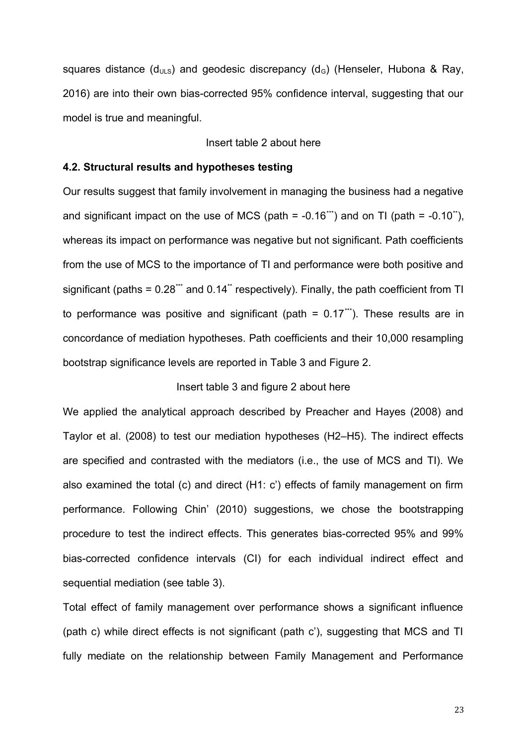squares distance ($d_{ULS}$) and geodesic discrepancy ($d_G$) (Henseler, Hubona & Ray, 2016) are into their own bias-corrected 95% confidence interval, suggesting that our model is true and meaningful.

Insert table 2 about here

### 4.2. Structural results and hypotheses testing

Our results suggest that family involvement in managing the business had a negative and significant impact on the use of MCS (path = $-0.16^{***}$) and on TI (path = $-0.10^{**}$), whereas its impact on performance was negative but not significant. Path coefficients from the use of MCS to the importance of TI and performance were both positive and significant (paths = $0.28^{***}$ and $0.14^{**}$ respectively). Finally, the path coefficient from TI to performance was positive and significant (path = $0.17^{***}$). These results are in concordance of mediation hypotheses. Path coefficients and their 10,000 resampling bootstrap significance levels are reported in Table 3 and Figure 2.

Insert table 3 and figure 2 about here

We applied the analytical approach described by Preacher and Hayes (2008) and Taylor et al. (2008) to test our mediation hypotheses (H2–H5). The indirect effects are specified and contrasted with the mediators (i.e., the use of MCS and TI). We also examined the total (c) and direct (H1: c') effects of family management on firm performance. Following Chin' (2010) suggestions, we chose the bootstrapping procedure to test the indirect effects. This generates bias-corrected 95% and 99% bias-corrected confidence intervals (CI) for each individual indirect effect and sequential mediation (see table 3).

Total effect of family management over performance shows a significant influence (path c) while direct effects is not significant (path c'), suggesting that MCS and TI fully mediate on the relationship between Family Management and Performance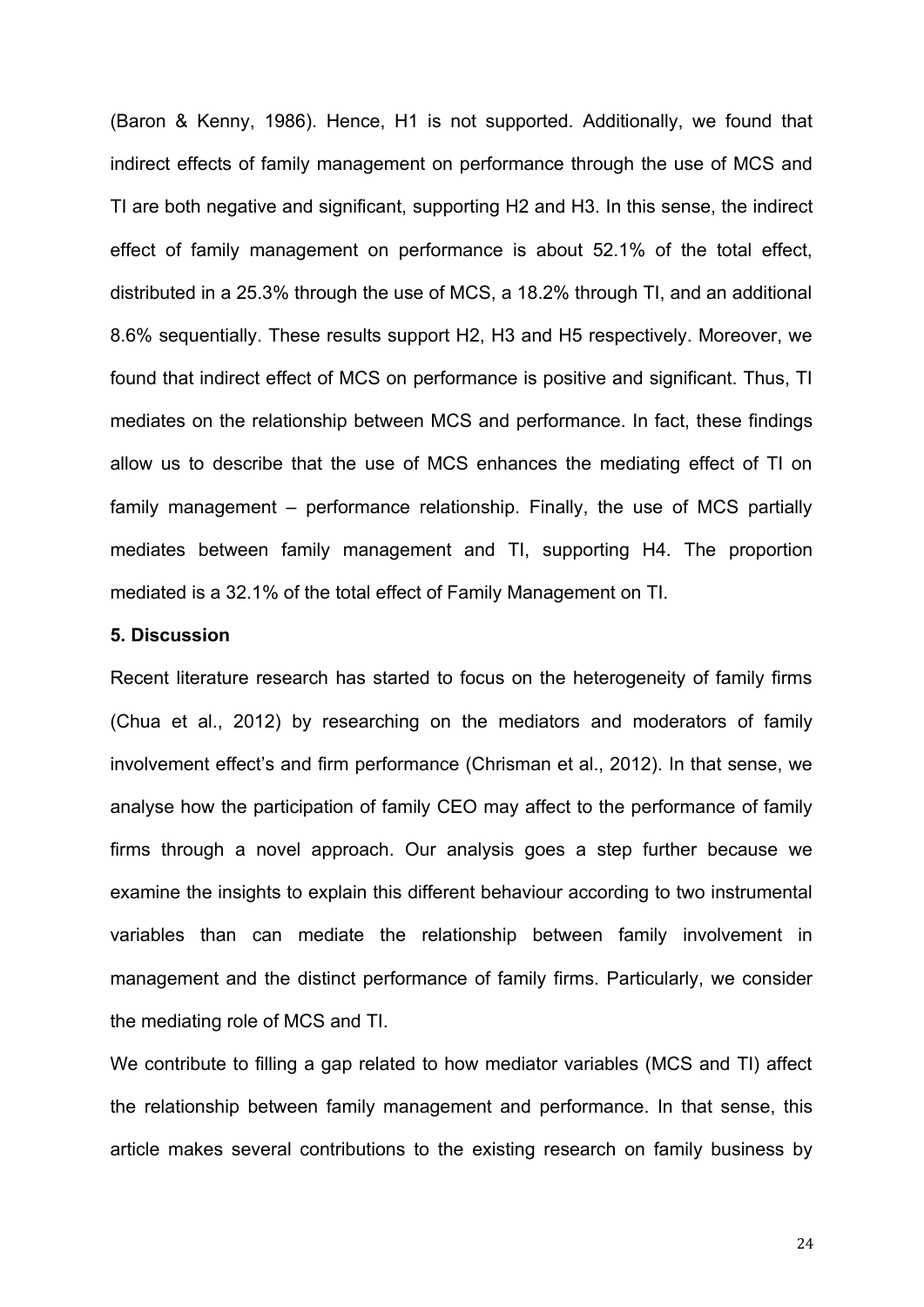(Baron & Kenny, 1986). Hence, H1 is not supported. Additionally, we found that indirect effects of family management on performance through the use of MCS and TI are both negative and significant, supporting H2 and H3. In this sense, the indirect effect of family management on performance is about 52.1% of the total effect, distributed in a 25.3% through the use of MCS, a 18.2% through TI, and an additional 8.6% sequentially. These results support H2, H3 and H5 respectively. Moreover, we found that indirect effect of MCS on performance is positive and significant. Thus, TI mediates on the relationship between MCS and performance. In fact, these findings allow us to describe that the use of MCS enhances the mediating effect of TI on family management – performance relationship. Finally, the use of MCS partially mediates between family management and TI, supporting H4. The proportion mediated is a 32.1% of the total effect of Family Management on TI.

## 5. Discussion

Recent literature research has started to focus on the heterogeneity of family firms (Chua et al., 2012) by researching on the mediators and moderators of family involvement effect's and firm performance (Chrisman et al., 2012). In that sense, we analyse how the participation of family CEO may affect to the performance of family firms through a novel approach. Our analysis goes a step further because we examine the insights to explain this different behaviour according to two instrumental variables than can mediate the relationship between family involvement in management and the distinct performance of family firms. Particularly, we consider the mediating role of MCS and TI.

We contribute to filling a gap related to how mediator variables (MCS and TI) affect the relationship between family management and performance. In that sense, this article makes several contributions to the existing research on family business by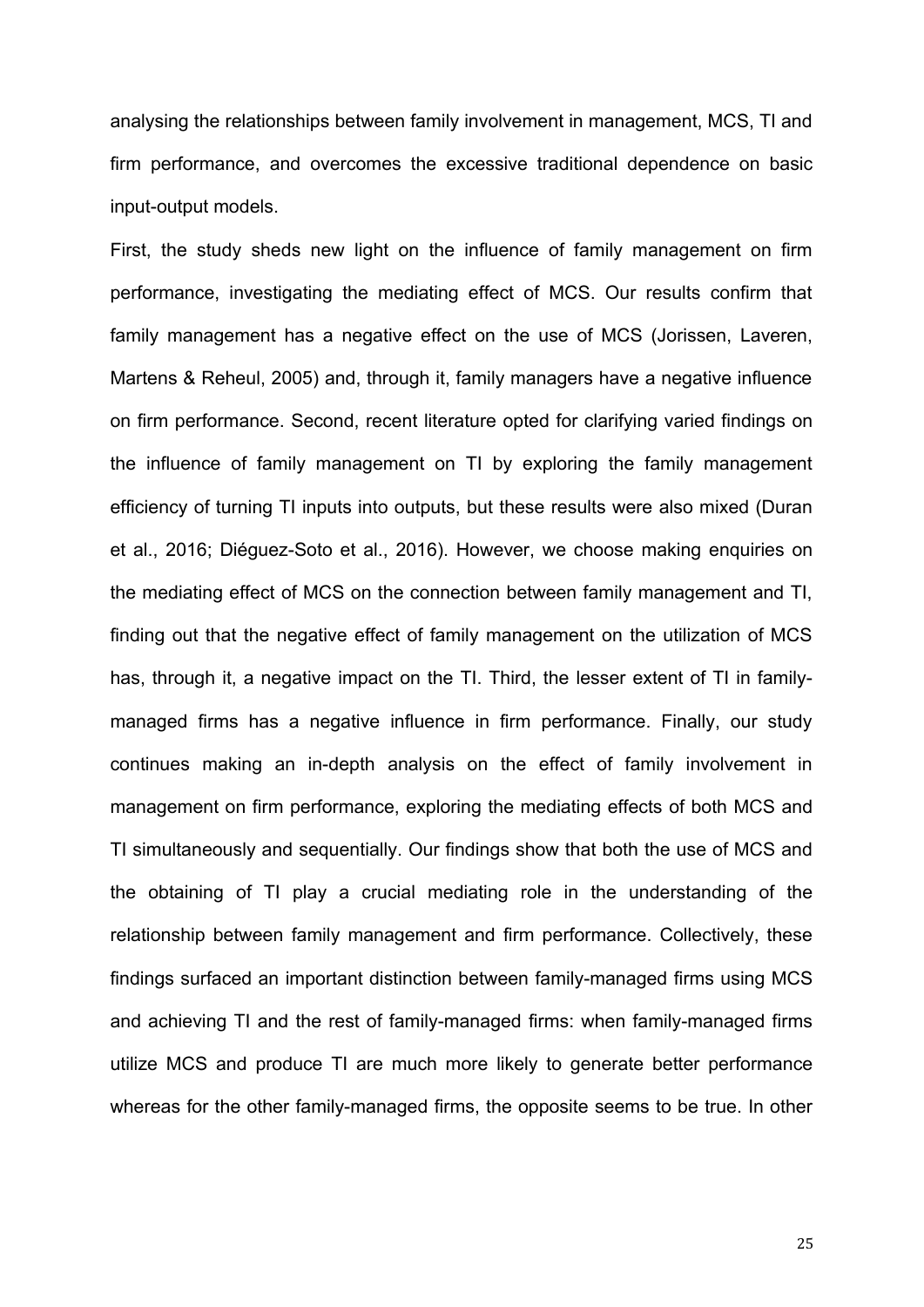analysing the relationships between family involvement in management, MCS, TI and firm performance, and overcomes the excessive traditional dependence on basic input-output models.

First, the study sheds new light on the influence of family management on firm performance, investigating the mediating effect of MCS. Our results confirm that family management has a negative effect on the use of MCS (Jorissen, Laveren, Martens & Reheul, 2005) and, through it, family managers have a negative influence on firm performance. Second, recent literature opted for clarifying varied findings on the influence of family management on TI by exploring the family management efficiency of turning TI inputs into outputs, but these results were also mixed (Duran et al., 2016; Diéguez-Soto et al., 2016). However, we choose making enquiries on the mediating effect of MCS on the connection between family management and TI, finding out that the negative effect of family management on the utilization of MCS has, through it, a negative impact on the TI. Third, the lesser extent of TI in family-managed firms has a negative influence in firm performance. Finally, our study continues making an in-depth analysis on the effect of family involvement in management on firm performance, exploring the mediating effects of both MCS and TI simultaneously and sequentially. Our findings show that both the use of MCS and the obtaining of TI play a crucial mediating role in the understanding of the relationship between family management and firm performance. Collectively, these findings surfaced an important distinction between family-managed firms using MCS and achieving TI and the rest of family-managed firms: when family-managed firms utilize MCS and produce TI are much more likely to generate better performance whereas for the other family-managed firms, the opposite seems to be true. In other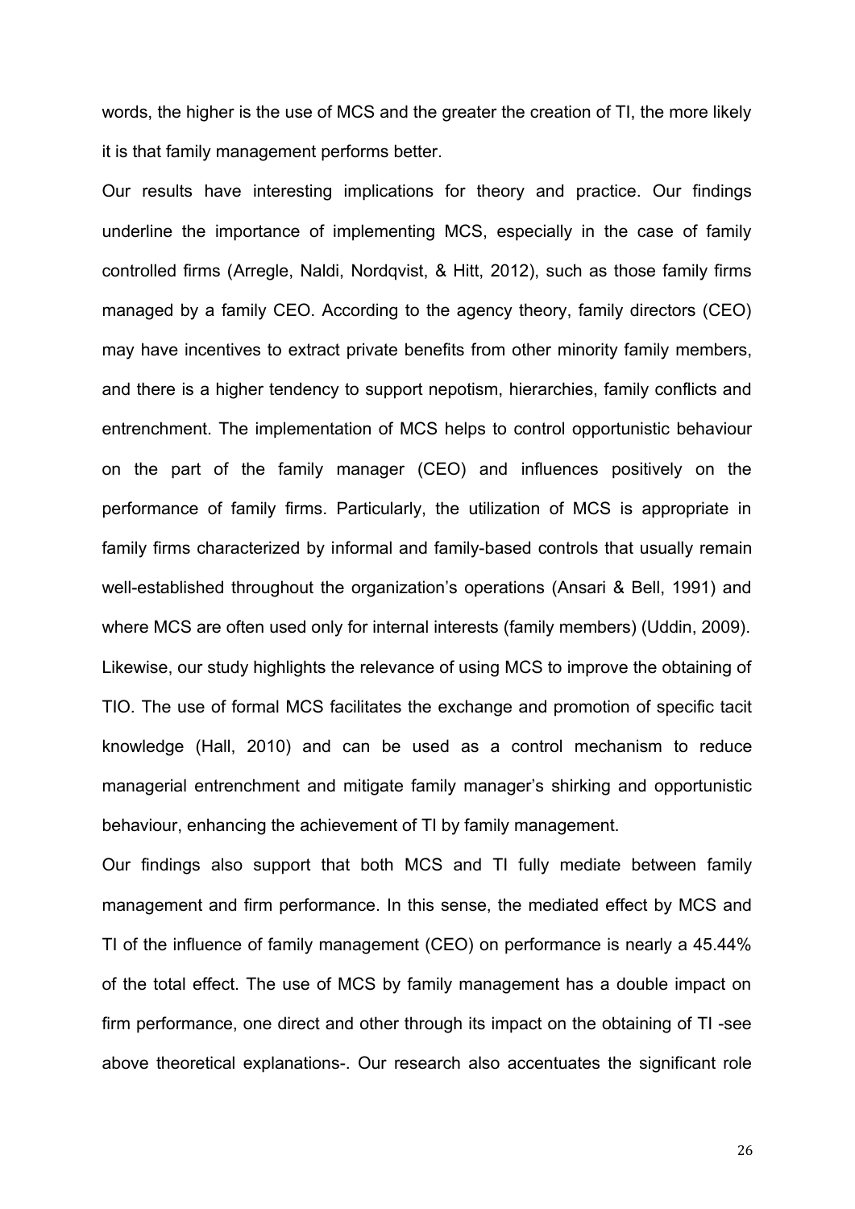words, the higher is the use of MCS and the greater the creation of TI, the more likely it is that family management performs better.

Our results have interesting implications for theory and practice. Our findings underline the importance of implementing MCS, especially in the case of family controlled firms (Arregle, Naldi, Nordqvist, & Hitt, 2012), such as those family firms managed by a family CEO. According to the agency theory, family directors (CEO) may have incentives to extract private benefits from other minority family members, and there is a higher tendency to support nepotism, hierarchies, family conflicts and entrenchment. The implementation of MCS helps to control opportunistic behaviour on the part of the family manager (CEO) and influences positively on the performance of family firms. Particularly, the utilization of MCS is appropriate in family firms characterized by informal and family-based controls that usually remain well-established throughout the organization's operations (Ansari & Bell, 1991) and where MCS are often used only for internal interests (family members) (Uddin, 2009). Likewise, our study highlights the relevance of using MCS to improve the obtaining of TIO. The use of formal MCS facilitates the exchange and promotion of specific tacit knowledge (Hall, 2010) and can be used as a control mechanism to reduce managerial entrenchment and mitigate family manager's shirking and opportunistic behaviour, enhancing the achievement of TI by family management.

Our findings also support that both MCS and TI fully mediate between family management and firm performance. In this sense, the mediated effect by MCS and TI of the influence of family management (CEO) on performance is nearly a 45.44% of the total effect. The use of MCS by family management has a double impact on firm performance, one direct and other through its impact on the obtaining of TI -see above theoretical explanations-. Our research also accentuates the significant role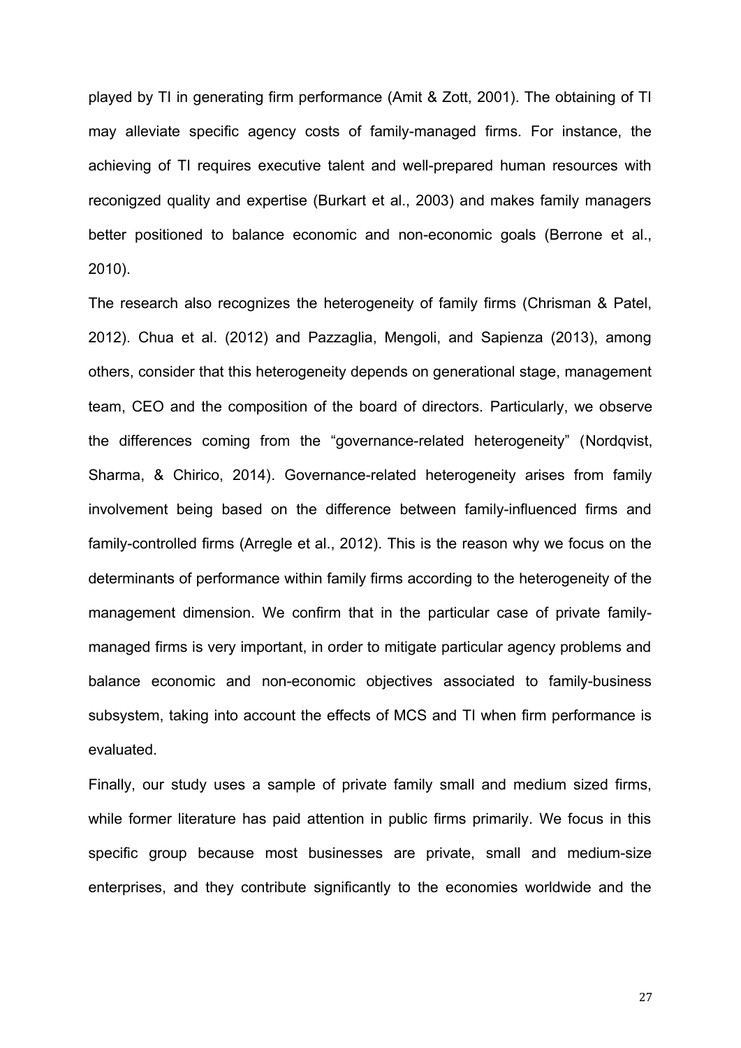played by TI in generating firm performance (Amit & Zott, 2001). The obtaining of TI may alleviate specific agency costs of family-managed firms. For instance, the achieving of TI requires executive talent and well-prepared human resources with reconigzed quality and expertise (Burkart et al., 2003) and makes family managers better positioned to balance economic and non-economic goals (Berrone et al., 2010).

The research also recognizes the heterogeneity of family firms (Chrisman & Patel, 2012). Chua et al. (2012) and Pazzaglia, Mengoli, and Sapienza (2013), among others, consider that this heterogeneity depends on generational stage, management team, CEO and the composition of the board of directors. Particularly, we observe the differences coming from the "governance-related heterogeneity" (Nordqvist, Sharma, & Chirico, 2014). Governance-related heterogeneity arises from family involvement being based on the difference between family-influenced firms and family-controlled firms (Arregle et al., 2012). This is the reason why we focus on the determinants of performance within family firms according to the heterogeneity of the management dimension. We confirm that in the particular case of private family-managed firms is very important, in order to mitigate particular agency problems and balance economic and non-economic objectives associated to family-business subsystem, taking into account the effects of MCS and TI when firm performance is evaluated.

Finally, our study uses a sample of private family small and medium sized firms, while former literature has paid attention in public firms primarily. We focus in this specific group because most businesses are private, small and medium-size enterprises, and they contribute significantly to the economies worldwide and the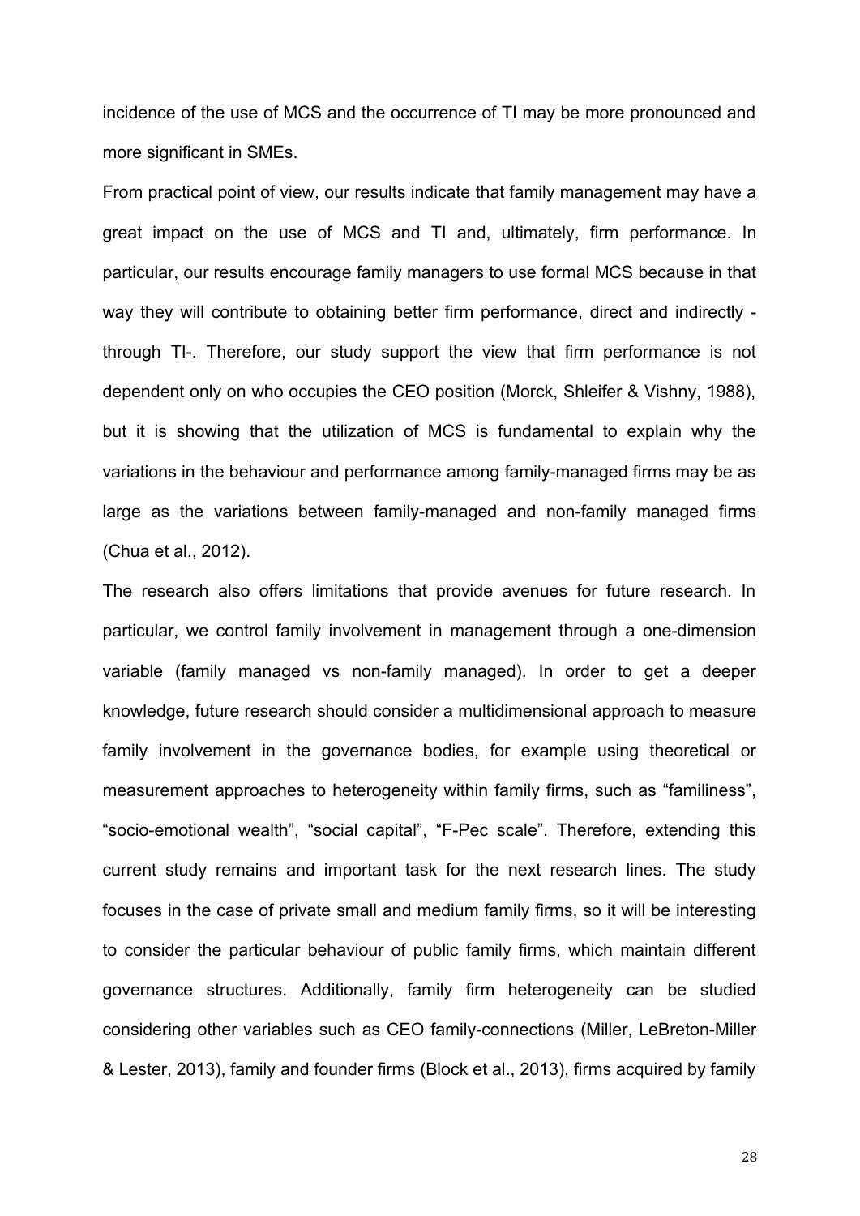incidence of the use of MCS and the occurrence of TI may be more pronounced and more significant in SMEs.

From practical point of view, our results indicate that family management may have a great impact on the use of MCS and TI and, ultimately, firm performance. In particular, our results encourage family managers to use formal MCS because in that way they will contribute to obtaining better firm performance, direct and indirectly -through TI-. Therefore, our study support the view that firm performance is not dependent only on who occupies the CEO position (Morck, Shleifer & Vishny, 1988), but it is showing that the utilization of MCS is fundamental to explain why the variations in the behaviour and performance among family-managed firms may be as large as the variations between family-managed and non-family managed firms (Chua et al., 2012).

The research also offers limitations that provide avenues for future research. In particular, we control family involvement in management through a one-dimension variable (family managed vs non-family managed). In order to get a deeper knowledge, future research should consider a multidimensional approach to measure family involvement in the governance bodies, for example using theoretical or measurement approaches to heterogeneity within family firms, such as "familiness", "socio-emotional wealth", "social capital", "F-Pec scale". Therefore, extending this current study remains and important task for the next research lines. The study focuses in the case of private small and medium family firms, so it will be interesting to consider the particular behaviour of public family firms, which maintain different governance structures. Additionally, family firm heterogeneity can be studied considering other variables such as CEO family-connections (Miller, LeBreton-Miller & Lester, 2013), family and founder firms (Block et al., 2013), firms acquired by family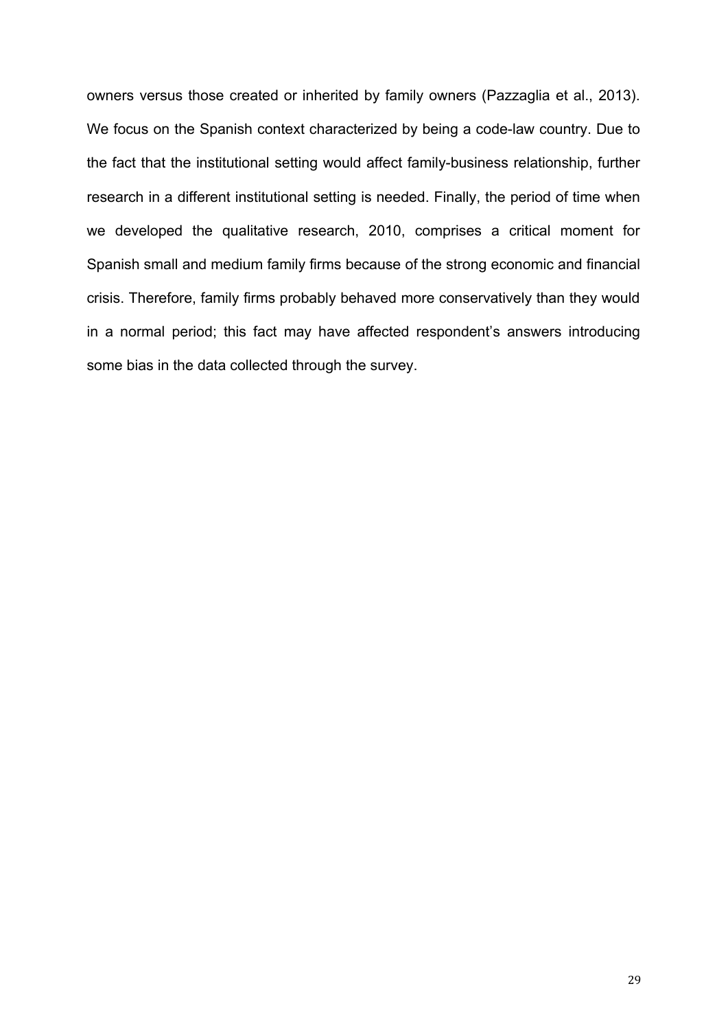owners versus those created or inherited by family owners (Pazzaglia et al., 2013). We focus on the Spanish context characterized by being a code-law country. Due to the fact that the institutional setting would affect family-business relationship, further research in a different institutional setting is needed. Finally, the period of time when we developed the qualitative research, 2010, comprises a critical moment for Spanish small and medium family firms because of the strong economic and financial crisis. Therefore, family firms probably behaved more conservatively than they would in a normal period; this fact may have affected respondent's answers introducing some bias in the data collected through the survey.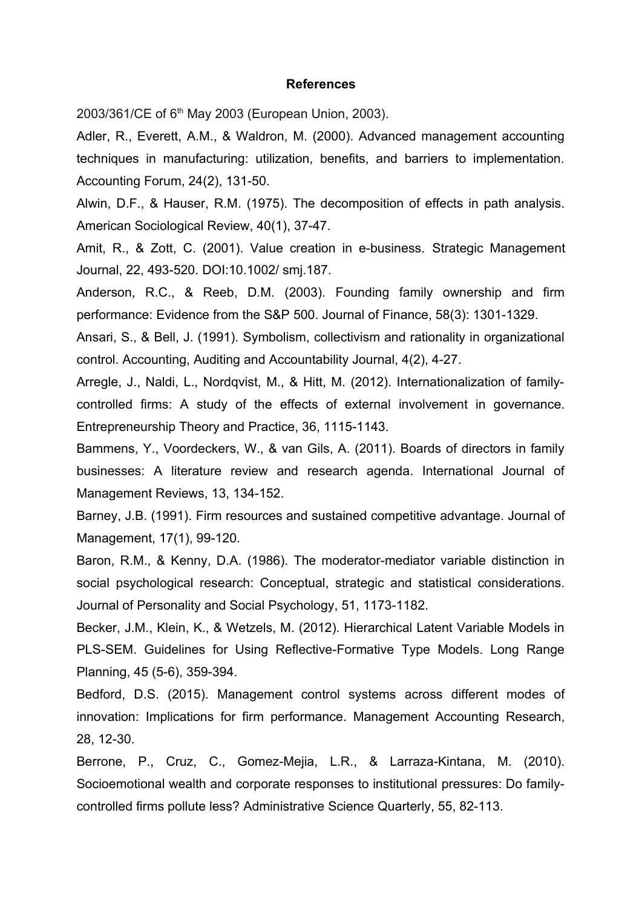**References**

2003/361/CE of 6th May 2003 (European Union, 2003).

Adler, R., Everett, A.M., & Waldron, M. (2000). Advanced management accounting techniques in manufacturing: utilization, benefits, and barriers to implementation. Accounting Forum, 24(2), 131-50.

Alwin, D.F., & Hauser, R.M. (1975). The decomposition of effects in path analysis. American Sociological Review, 40(1), 37-47.

Amit, R., & Zott, C. (2001). Value creation in e-business. Strategic Management Journal, 22, 493-520. DOI:10.1002/ smj.187.

Anderson, R.C., & Reeb, D.M. (2003). Founding family ownership and firm performance: Evidence from the S&P 500. Journal of Finance, 58(3): 1301-1329.

Ansari, S., & Bell, J. (1991). Symbolism, collectivism and rationality in organizational control. Accounting, Auditing and Accountability Journal, 4(2), 4-27.

Arregle, J., Naldi, L., Nordqvist, M., & Hitt, M. (2012). Internationalization of family-controlled firms: A study of the effects of external involvement in governance. Entrepreneurship Theory and Practice, 36, 1115-1143.

Bammens, Y., Voordeckers, W., & van Gils, A. (2011). Boards of directors in family businesses: A literature review and research agenda. International Journal of Management Reviews, 13, 134-152.

Barney, J.B. (1991). Firm resources and sustained competitive advantage. Journal of Management, 17(1), 99-120.

Baron, R.M., & Kenny, D.A. (1986). The moderator-mediator variable distinction in social psychological research: Conceptual, strategic and statistical considerations. Journal of Personality and Social Psychology, 51, 1173-1182.

Becker, J.M., Klein, K., & Wetzels, M. (2012). Hierarchical Latent Variable Models in PLS-SEM. Guidelines for Using Reflective-Formative Type Models. Long Range Planning, 45 (5-6), 359-394.

Bedford, D.S. (2015). Management control systems across different modes of innovation: Implications for firm performance. Management Accounting Research, 28, 12-30.

Berrone, P., Cruz, C., Gomez-Mejia, L.R., & Larraza-Kintana, M. (2010). Socioemotional wealth and corporate responses to institutional pressures: Do family-controlled firms pollute less? Administrative Science Quarterly, 55, 82-113.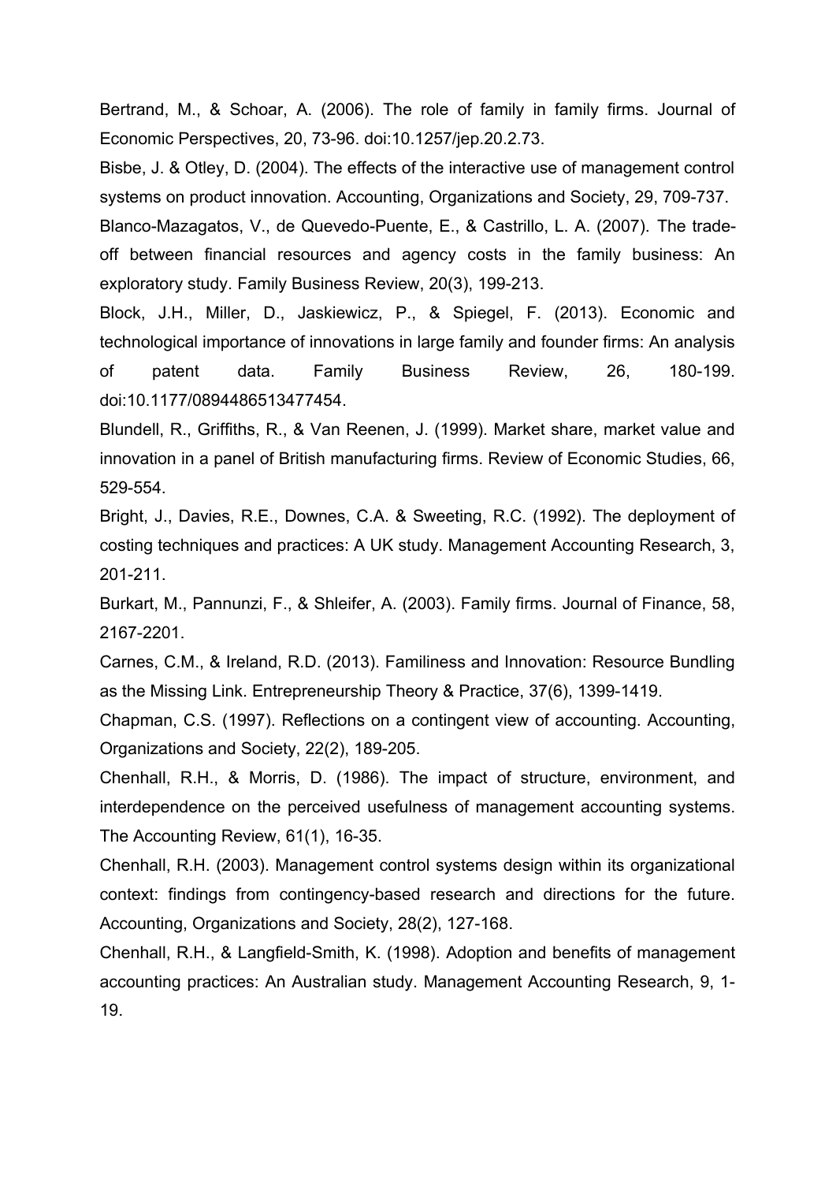Bertrand, M., & Schoar, A. (2006). The role of family in family firms. Journal of Economic Perspectives, 20, 73-96. doi:10.1257/jep.20.2.73.

Bisbe, J. & Otley, D. (2004). The effects of the interactive use of management control systems on product innovation. Accounting, Organizations and Society, 29, 709-737.

Blanco-Mazagatos, V., de Quevedo-Puente, E., & Castrillo, L. A. (2007). The trade-off between financial resources and agency costs in the family business: An exploratory study. Family Business Review, 20(3), 199-213.

Block, J.H., Miller, D., Jaskiewicz, P., & Spiegel, F. (2013). Economic and technological importance of innovations in large family and founder firms: An analysis of patent data. Family Business Review, 26, 180-199. doi:10.1177/0894486513477454.

Blundell, R., Griffiths, R., & Van Reenen, J. (1999). Market share, market value and innovation in a panel of British manufacturing firms. Review of Economic Studies, 66, 529-554.

Bright, J., Davies, R.E., Downes, C.A. & Sweeting, R.C. (1992). The deployment of costing techniques and practices: A UK study. Management Accounting Research, 3, 201-211.

Burkart, M., Pannunzi, F., & Shleifer, A. (2003). Family firms. Journal of Finance, 58, 2167-2201.

Carnes, C.M., & Ireland, R.D. (2013). Familiness and Innovation: Resource Bundling as the Missing Link. Entrepreneurship Theory & Practice, 37(6), 1399-1419.

Chapman, C.S. (1997). Reflections on a contingent view of accounting. Accounting, Organizations and Society, 22(2), 189-205.

Chenhall, R.H., & Morris, D. (1986). The impact of structure, environment, and interdependence on the perceived usefulness of management accounting systems. The Accounting Review, 61(1), 16-35.

Chenhall, R.H. (2003). Management control systems design within its organizational context: findings from contingency-based research and directions for the future. Accounting, Organizations and Society, 28(2), 127-168.

Chenhall, R.H., & Langfield-Smith, K. (1998). Adoption and benefits of management accounting practices: An Australian study. Management Accounting Research, 9, 1-19.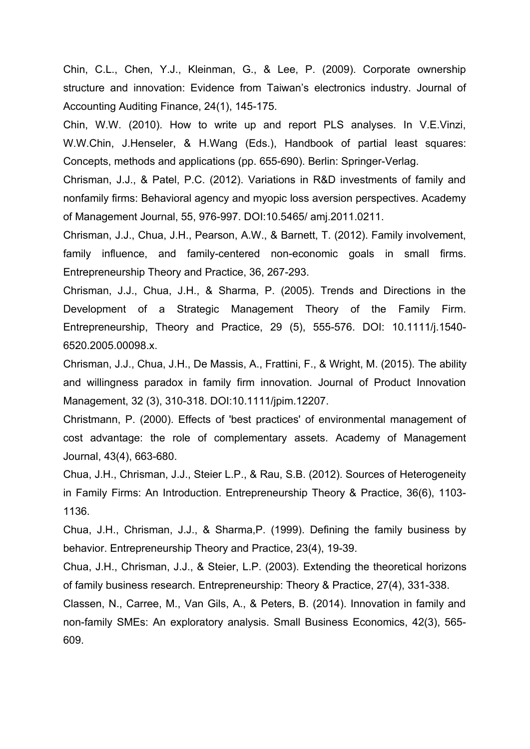Chin, C.L., Chen, Y.J., Kleinman, G., & Lee, P. (2009). Corporate ownership structure and innovation: Evidence from Taiwan's electronics industry. Journal of Accounting Auditing Finance, 24(1), 145-175.

Chin, W.W. (2010). How to write up and report PLS analyses. In V.E.Vinzi, W.W.Chin, J.Henseler, & H.Wang (Eds.), Handbook of partial least squares: Concepts, methods and applications (pp. 655-690). Berlin: Springer-Verlag.

Chrisman, J.J., & Patel, P.C. (2012). Variations in R&D investments of family and nonfamily firms: Behavioral agency and myopic loss aversion perspectives. Academy of Management Journal, 55, 976-997. DOI:10.5465/ amj.2011.0211.

Chrisman, J.J., Chua, J.H., Pearson, A.W., & Barnett, T. (2012). Family involvement, family influence, and family-centered non-economic goals in small firms. Entrepreneurship Theory and Practice, 36, 267-293.

Chrisman, J.J., Chua, J.H., & Sharma, P. (2005). Trends and Directions in the Development of a Strategic Management Theory of the Family Firm. Entrepreneurship, Theory and Practice, 29 (5), 555-576. DOI: 10.1111/j.1540-6520.2005.00098.x.

Chrisman, J.J., Chua, J.H., De Massis, A., Frattini, F., & Wright, M. (2015). The ability and willingness paradox in family firm innovation. Journal of Product Innovation Management, 32 (3), 310-318. DOI:10.1111/jpim.12207.

Christmann, P. (2000). Effects of 'best practices' of environmental management of cost advantage: the role of complementary assets. Academy of Management Journal, 43(4), 663-680.

Chua, J.H., Chrisman, J.J., Steier L.P., & Rau, S.B. (2012). Sources of Heterogeneity in Family Firms: An Introduction. Entrepreneurship Theory & Practice, 36(6), 1103-1136.

Chua, J.H., Chrisman, J.J., & Sharma,P. (1999). Defining the family business by behavior. Entrepreneurship Theory and Practice, 23(4), 19-39.

Chua, J.H., Chrisman, J.J., & Steier, L.P. (2003). Extending the theoretical horizons of family business research. Entrepreneurship: Theory & Practice, 27(4), 331-338.

Classen, N., Carree, M., Van Gils, A., & Peters, B. (2014). Innovation in family and non-family SMEs: An exploratory analysis. Small Business Economics, 42(3), 565-609.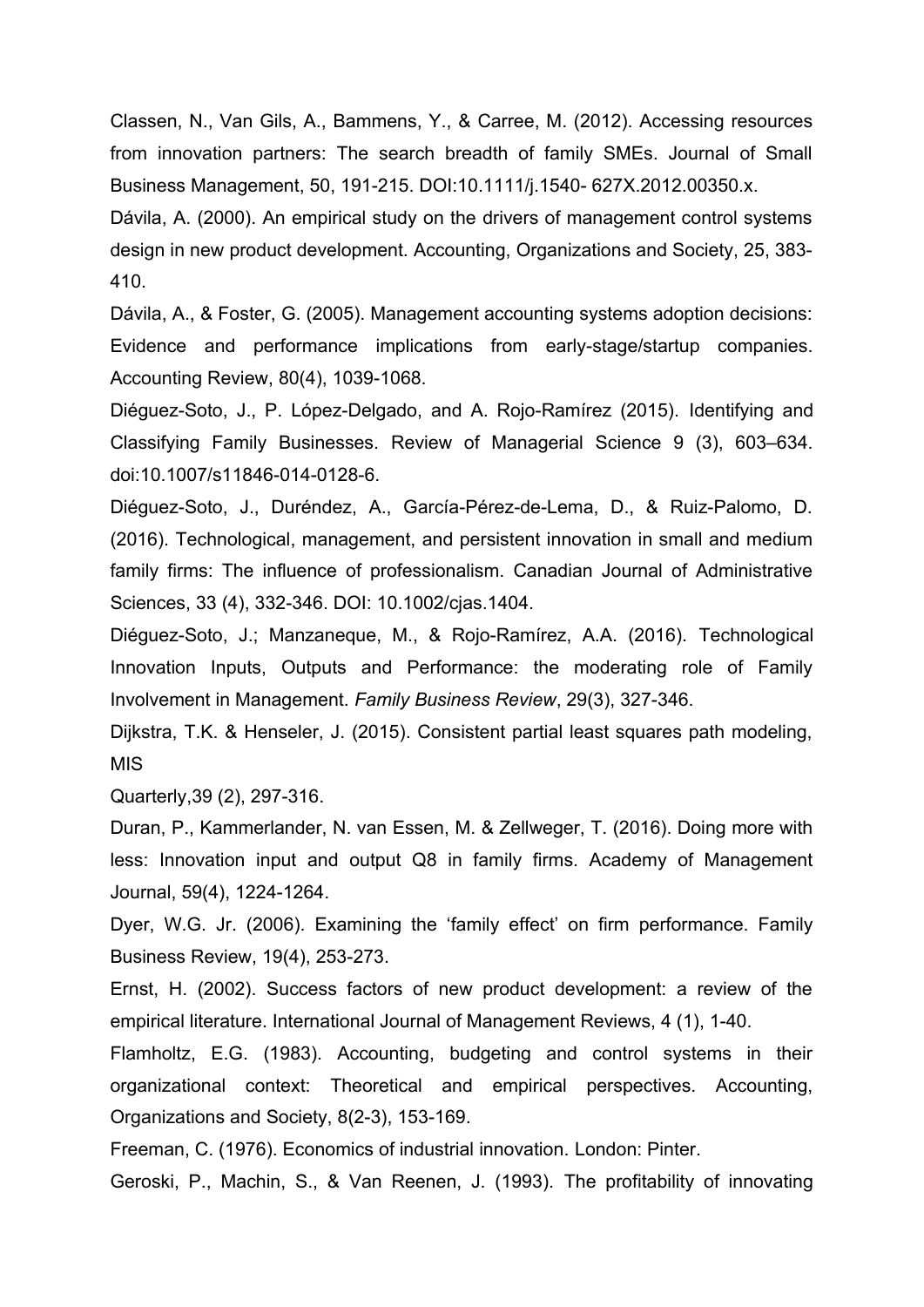Classen, N., Van Gils, A., Bammens, Y., & Carree, M. (2012). Accessing resources from innovation partners: The search breadth of family SMEs. Journal of Small Business Management, 50, 191-215. DOI:10.1111/j.1540- 627X.2012.00350.x.

Dávila, A. (2000). An empirical study on the drivers of management control systems design in new product development. Accounting, Organizations and Society, 25, 383-410.

Dávila, A., & Foster, G. (2005). Management accounting systems adoption decisions: Evidence and performance implications from early-stage/startup companies. Accounting Review, 80(4), 1039-1068.

Diéguez-Soto, J., P. López-Delgado, and A. Rojo-Ramírez (2015). Identifying and Classifying Family Businesses. Review of Managerial Science 9 (3), 603–634. doi:10.1007/s11846-014-0128-6.

Diéguez-Soto, J., Duréndez, A., García-Pérez-de-Lema, D., & Ruiz-Palomo, D. (2016). Technological, management, and persistent innovation in small and medium family firms: The influence of professionalism. Canadian Journal of Administrative Sciences, 33 (4), 332-346. DOI: 10.1002/cjas.1404.

Diéguez-Soto, J.; Manzaneque, M., & Rojo-Ramírez, A.A. (2016). Technological Innovation Inputs, Outputs and Performance: the moderating role of Family Involvement in Management. *Family Business Review*, 29(3), 327-346.

Dijkstra, T.K. & Henseler, J. (2015). Consistent partial least squares path modeling, MIS

Quarterly,39 (2), 297-316.

Duran, P., Kammerlander, N. van Essen, M. & Zellweger, T. (2016). Doing more with less: Innovation input and output Q8 in family firms. Academy of Management Journal, 59(4), 1224-1264.

Dyer, W.G. Jr. (2006). Examining the 'family effect' on firm performance. Family Business Review, 19(4), 253-273.

Ernst, H. (2002). Success factors of new product development: a review of the empirical literature. International Journal of Management Reviews, 4 (1), 1-40.

Flamholtz, E.G. (1983). Accounting, budgeting and control systems in their organizational context: Theoretical and empirical perspectives. Accounting, Organizations and Society, 8(2-3), 153-169.

Freeman, C. (1976). Economics of industrial innovation. London: Pinter.

Geroski, P., Machin, S., & Van Reenen, J. (1993). The profitability of innovating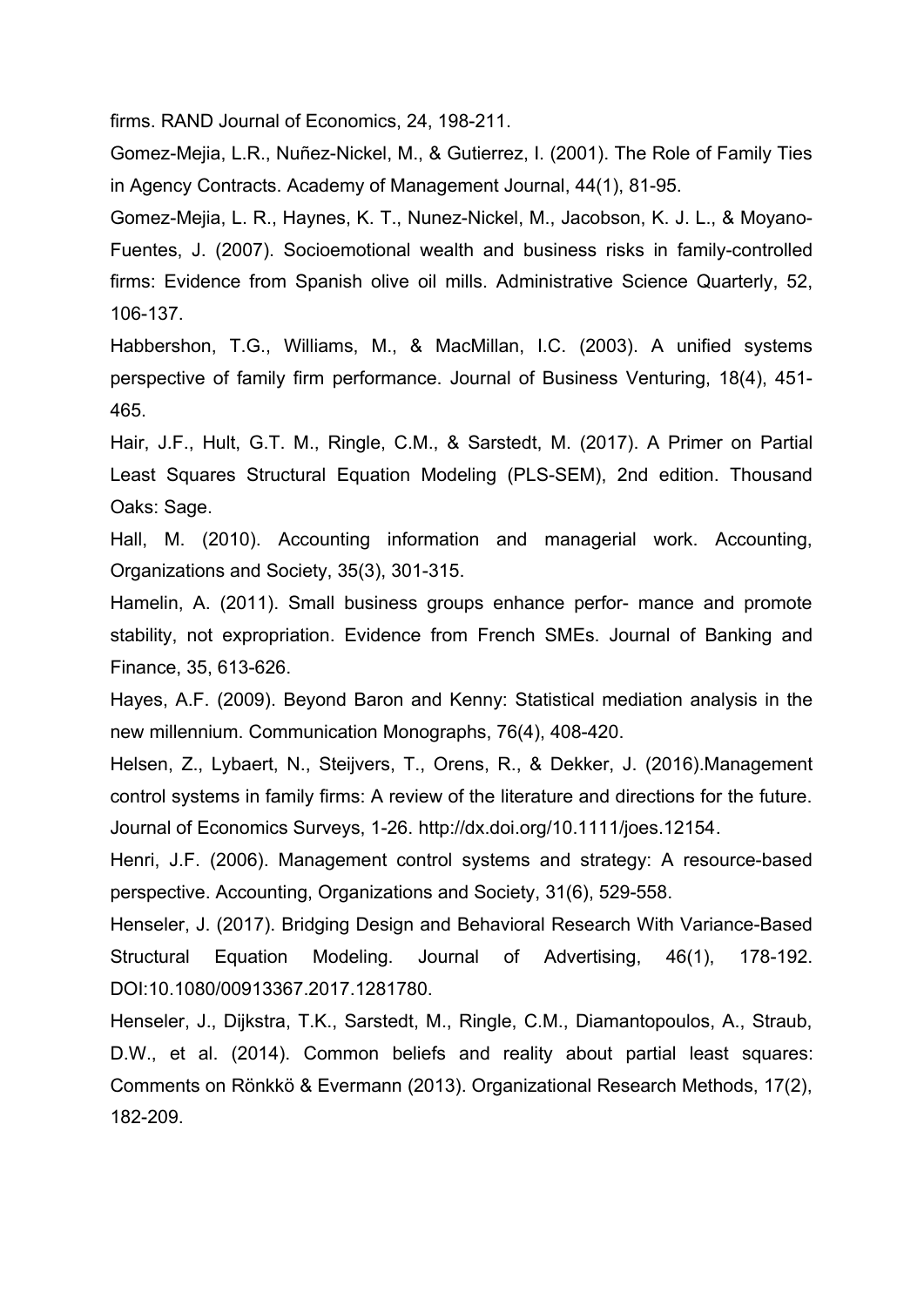firms. RAND Journal of Economics, 24, 198-211.

Gomez-Mejia, L.R., Nuñez-Nickel, M., & Gutierrez, I. (2001). The Role of Family Ties in Agency Contracts. Academy of Management Journal, 44(1), 81-95.

Gomez-Mejia, L. R., Haynes, K. T., Nunez-Nickel, M., Jacobson, K. J. L., & Moyano-Fuentes, J. (2007). Socioemotional wealth and business risks in family-controlled firms: Evidence from Spanish olive oil mills. Administrative Science Quarterly, 52, 106-137.

Habbershon, T.G., Williams, M., & MacMillan, I.C. (2003). A unified systems perspective of family firm performance. Journal of Business Venturing, 18(4), 451-465.

Hair, J.F., Hult, G.T. M., Ringle, C.M., & Sarstedt, M. (2017). A Primer on Partial Least Squares Structural Equation Modeling (PLS-SEM), 2nd edition. Thousand Oaks: Sage.

Hall, M. (2010). Accounting information and managerial work. Accounting, Organizations and Society, 35(3), 301-315.

Hamelin, A. (2011). Small business groups enhance perfor- mance and promote stability, not expropriation. Evidence from French SMEs. Journal of Banking and Finance, 35, 613-626.

Hayes, A.F. (2009). Beyond Baron and Kenny: Statistical mediation analysis in the new millennium. Communication Monographs, 76(4), 408-420.

Helsen, Z., Lybaert, N., Steijvers, T., Orens, R., & Dekker, J. (2016).Management control systems in family firms: A review of the literature and directions for the future. Journal of Economics Surveys, 1-26. http://dx.doi.org/10.1111/joes.12154.

Henri, J.F. (2006). Management control systems and strategy: A resource-based perspective. Accounting, Organizations and Society, 31(6), 529-558.

Henseler, J. (2017). Bridging Design and Behavioral Research With Variance-Based Structural Equation Modeling. Journal of Advertising, 46(1), 178-192. DOI:10.1080/00913367.2017.1281780.

Henseler, J., Dijkstra, T.K., Sarstedt, M., Ringle, C.M., Diamantopoulos, A., Straub, D.W., et al. (2014). Common beliefs and reality about partial least squares: Comments on Rönkkö & Evermann (2013). Organizational Research Methods, 17(2), 182-209.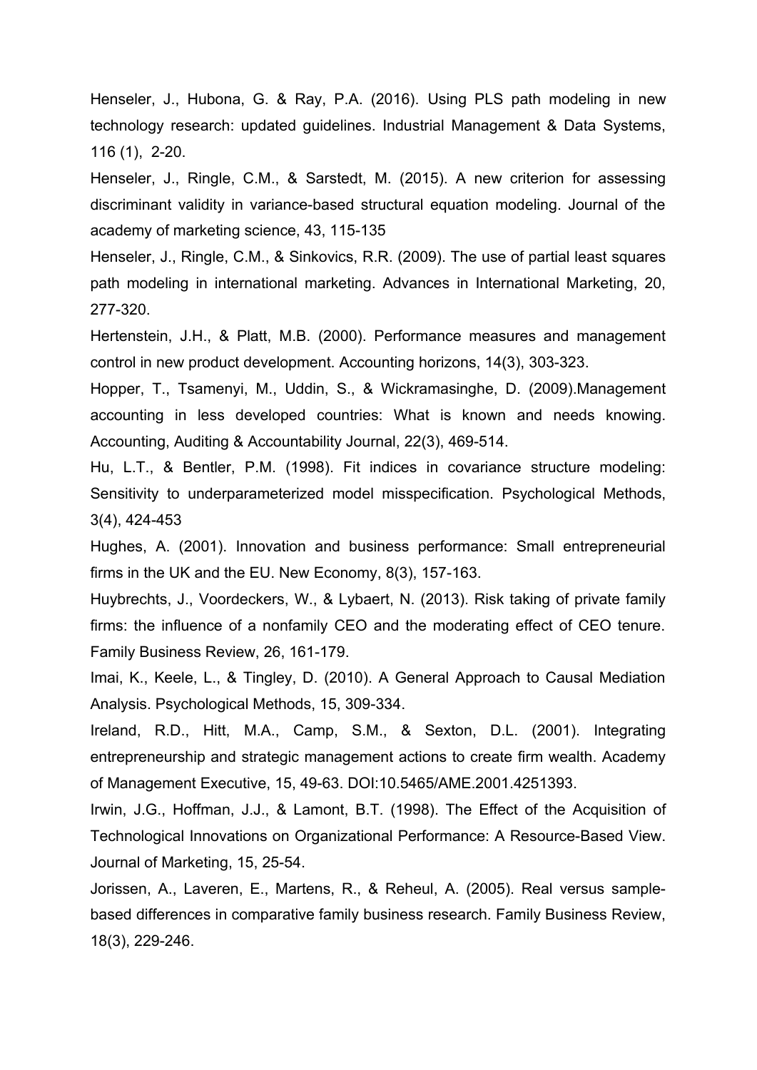Henseler, J., Hubona, G. & Ray, P.A. (2016). Using PLS path modeling in new technology research: updated guidelines. Industrial Management & Data Systems, 116 (1), 2-20.

Henseler, J., Ringle, C.M., & Sarstedt, M. (2015). A new criterion for assessing discriminant validity in variance-based structural equation modeling. Journal of the academy of marketing science, 43, 115-135

Henseler, J., Ringle, C.M., & Sinkovics, R.R. (2009). The use of partial least squares path modeling in international marketing. Advances in International Marketing, 20, 277-320.

Hertenstein, J.H., & Platt, M.B. (2000). Performance measures and management control in new product development. Accounting horizons, 14(3), 303-323.

Hopper, T., Tsamenyi, M., Uddin, S., & Wickramasinghe, D. (2009).Management accounting in less developed countries: What is known and needs knowing. Accounting, Auditing & Accountability Journal, 22(3), 469-514.

Hu, L.T., & Bentler, P.M. (1998). Fit indices in covariance structure modeling: Sensitivity to underparameterized model misspecification. Psychological Methods, 3(4), 424-453

Hughes, A. (2001). Innovation and business performance: Small entrepreneurial firms in the UK and the EU. New Economy, 8(3), 157-163.

Huybrechts, J., Voordeckers, W., & Lybaert, N. (2013). Risk taking of private family firms: the influence of a nonfamily CEO and the moderating effect of CEO tenure. Family Business Review, 26, 161-179.

Imai, K., Keele, L., & Tingley, D. (2010). A General Approach to Causal Mediation Analysis. Psychological Methods, 15, 309-334.

Ireland, R.D., Hitt, M.A., Camp, S.M., & Sexton, D.L. (2001). Integrating entrepreneurship and strategic management actions to create firm wealth. Academy of Management Executive, 15, 49-63. DOI:10.5465/AME.2001.4251393.

Irwin, J.G., Hoffman, J.J., & Lamont, B.T. (1998). The Effect of the Acquisition of Technological Innovations on Organizational Performance: A Resource-Based View. Journal of Marketing, 15, 25-54.

Jorissen, A., Laveren, E., Martens, R., & Reheul, A. (2005). Real versus sample-based differences in comparative family business research. Family Business Review, 18(3), 229-246.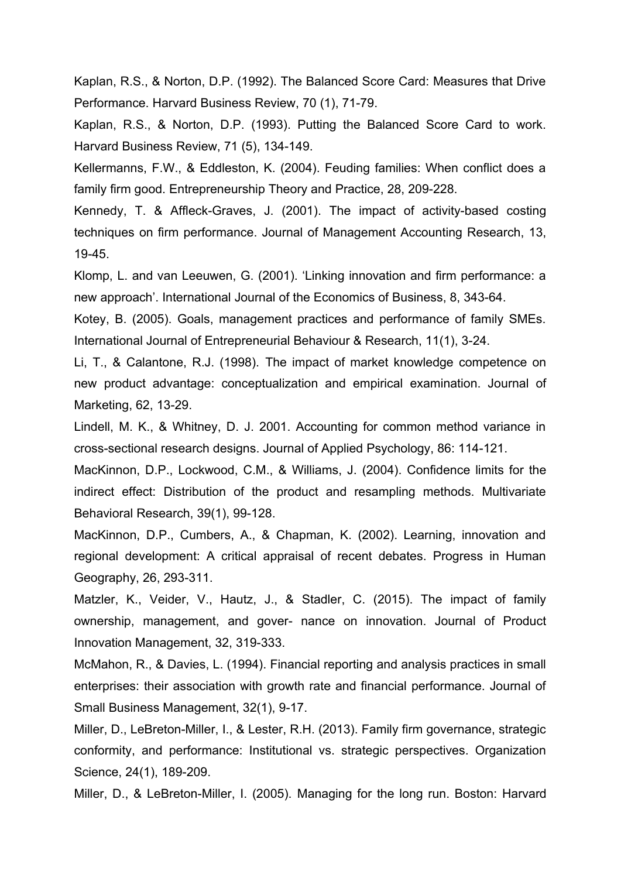Kaplan, R.S., & Norton, D.P. (1992). The Balanced Score Card: Measures that Drive Performance. Harvard Business Review, 70 (1), 71-79.

Kaplan, R.S., & Norton, D.P. (1993). Putting the Balanced Score Card to work. Harvard Business Review, 71 (5), 134-149.

Kellermanns, F.W., & Eddleston, K. (2004). Feuding families: When conflict does a family firm good. Entrepreneurship Theory and Practice, 28, 209-228.

Kennedy, T. & Affleck-Graves, J. (2001). The impact of activity-based costing techniques on firm performance. Journal of Management Accounting Research, 13, 19-45.

Klomp, L. and van Leeuwen, G. (2001). 'Linking innovation and firm performance: a new approach'. International Journal of the Economics of Business, 8, 343-64.

Kotey, B. (2005). Goals, management practices and performance of family SMEs. International Journal of Entrepreneurial Behaviour & Research, 11(1), 3-24.

Li, T., & Calantone, R.J. (1998). The impact of market knowledge competence on new product advantage: conceptualization and empirical examination. Journal of Marketing, 62, 13-29.

Lindell, M. K., & Whitney, D. J. 2001. Accounting for common method variance in cross-sectional research designs. Journal of Applied Psychology, 86: 114-121.

MacKinnon, D.P., Lockwood, C.M., & Williams, J. (2004). Confidence limits for the indirect effect: Distribution of the product and resampling methods. Multivariate Behavioral Research, 39(1), 99-128.

MacKinnon, D.P., Cumbers, A., & Chapman, K. (2002). Learning, innovation and regional development: A critical appraisal of recent debates. Progress in Human Geography, 26, 293-311.

Matzler, K., Veider, V., Hautz, J., & Stadler, C. (2015). The impact of family ownership, management, and gover- nance on innovation. Journal of Product Innovation Management, 32, 319-333.

McMahon, R., & Davies, L. (1994). Financial reporting and analysis practices in small enterprises: their association with growth rate and financial performance. Journal of Small Business Management, 32(1), 9-17.

Miller, D., LeBreton-Miller, I., & Lester, R.H. (2013). Family firm governance, strategic conformity, and performance: Institutional vs. strategic perspectives. Organization Science, 24(1), 189-209.

Miller, D., & LeBreton-Miller, I. (2005). Managing for the long run. Boston: Harvard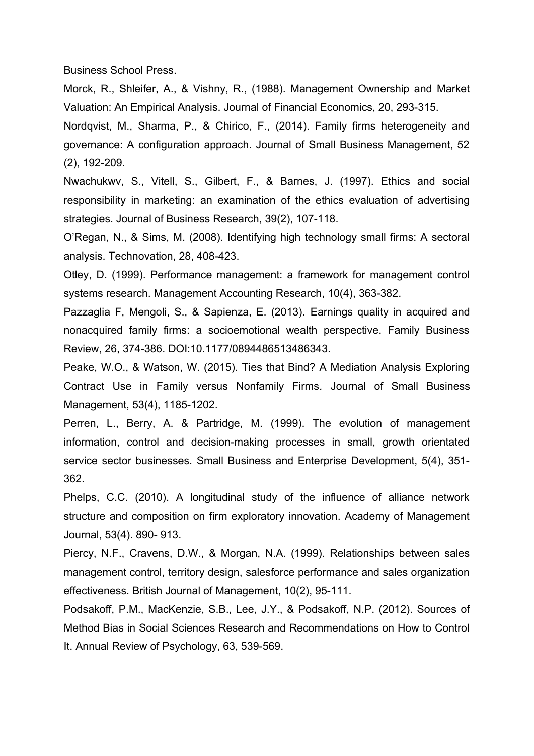Business School Press.

Morck, R., Shleifer, A., & Vishny, R., (1988). Management Ownership and Market Valuation: An Empirical Analysis. Journal of Financial Economics, 20, 293-315.

Nordqvist, M., Sharma, P., & Chirico, F., (2014). Family firms heterogeneity and governance: A configuration approach. Journal of Small Business Management, 52 (2), 192-209.

Nwachukwv, S., Vitell, S., Gilbert, F., & Barnes, J. (1997). Ethics and social responsibility in marketing: an examination of the ethics evaluation of advertising strategies. Journal of Business Research, 39(2), 107-118.

O'Regan, N., & Sims, M. (2008). Identifying high technology small firms: A sectoral analysis. Technovation, 28, 408-423.

Otley, D. (1999). Performance management: a framework for management control systems research. Management Accounting Research, 10(4), 363-382.

Pazzaglia F, Mengoli, S., & Sapienza, E. (2013). Earnings quality in acquired and nonacquired family firms: a socioemotional wealth perspective. Family Business Review, 26, 374-386. DOI:10.1177/0894486513486343.

Peake, W.O., & Watson, W. (2015). Ties that Bind? A Mediation Analysis Exploring Contract Use in Family versus Nonfamily Firms. Journal of Small Business Management, 53(4), 1185-1202.

Perren, L., Berry, A. & Partridge, M. (1999). The evolution of management information, control and decision-making processes in small, growth orientated service sector businesses. Small Business and Enterprise Development, 5(4), 351-362.

Phelps, C.C. (2010). A longitudinal study of the influence of alliance network structure and composition on firm exploratory innovation. Academy of Management Journal, 53(4). 890- 913.

Piercy, N.F., Cravens, D.W., & Morgan, N.A. (1999). Relationships between sales management control, territory design, salesforce performance and sales organization effectiveness. British Journal of Management, 10(2), 95-111.

Podsakoff, P.M., MacKenzie, S.B., Lee, J.Y., & Podsakoff, N.P. (2012). Sources of Method Bias in Social Sciences Research and Recommendations on How to Control It. Annual Review of Psychology, 63, 539-569.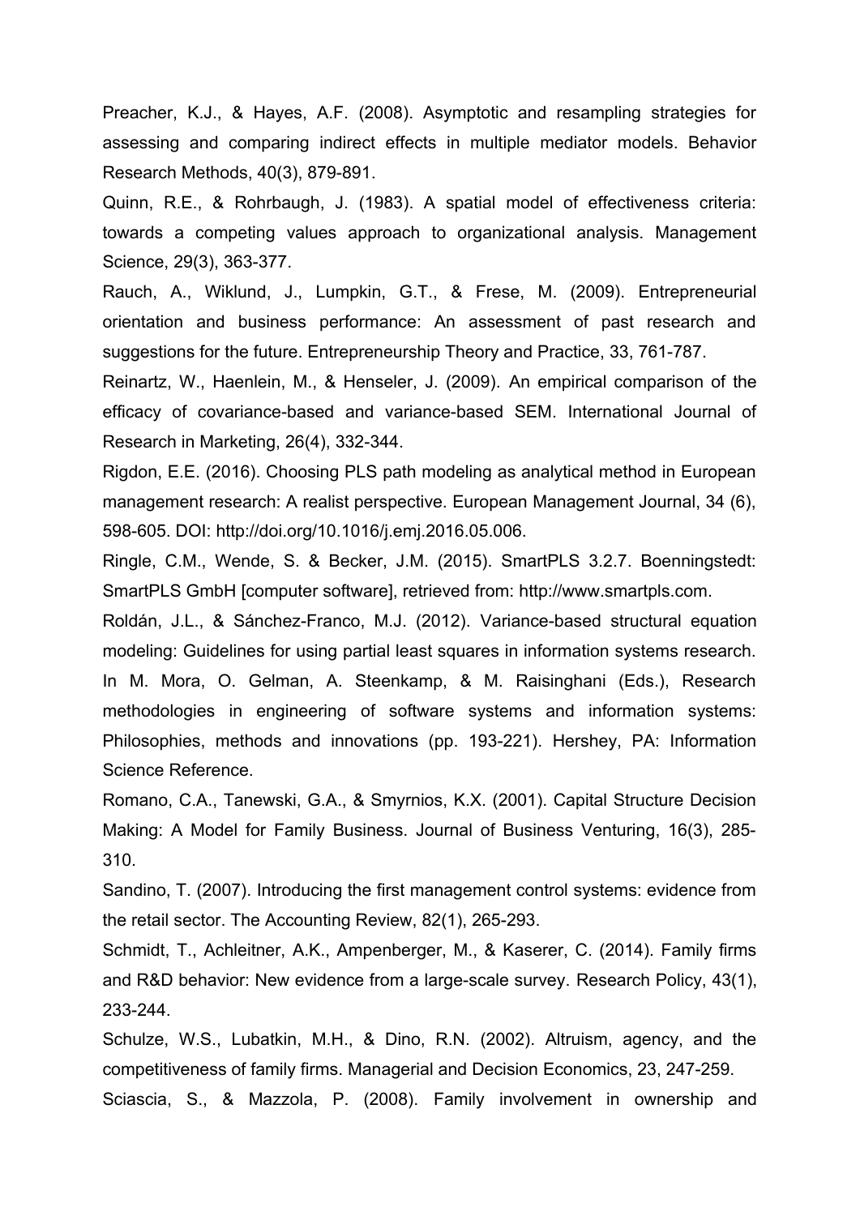Preacher, K.J., & Hayes, A.F. (2008). Asymptotic and resampling strategies for assessing and comparing indirect effects in multiple mediator models. Behavior Research Methods, 40(3), 879-891.

Quinn, R.E., & Rohrbaugh, J. (1983). A spatial model of effectiveness criteria: towards a competing values approach to organizational analysis. Management Science, 29(3), 363-377.

Rauch, A., Wiklund, J., Lumpkin, G.T., & Frese, M. (2009). Entrepreneurial orientation and business performance: An assessment of past research and suggestions for the future. Entrepreneurship Theory and Practice, 33, 761-787.

Reinartz, W., Haenlein, M., & Henseler, J. (2009). An empirical comparison of the efficacy of covariance-based and variance-based SEM. International Journal of Research in Marketing, 26(4), 332-344.

Rigdon, E.E. (2016). Choosing PLS path modeling as analytical method in European management research: A realist perspective. European Management Journal, 34 (6), 598-605. DOI: http://doi.org/10.1016/j.emj.2016.05.006.

Ringle, C.M., Wende, S. & Becker, J.M. (2015). SmartPLS 3.2.7. Boenningstedt: SmartPLS GmbH [computer software], retrieved from: http://www.smartpls.com.

Roldán, J.L., & Sánchez-Franco, M.J. (2012). Variance-based structural equation modeling: Guidelines for using partial least squares in information systems research. In M. Mora, O. Gelman, A. Steenkamp, & M. Raisinghani (Eds.), Research methodologies in engineering of software systems and information systems: Philosophies, methods and innovations (pp. 193-221). Hershey, PA: Information Science Reference.

Romano, C.A., Tanewski, G.A., & Smyrnios, K.X. (2001). Capital Structure Decision Making: A Model for Family Business. Journal of Business Venturing, 16(3), 285-310.

Sandino, T. (2007). Introducing the first management control systems: evidence from the retail sector. The Accounting Review, 82(1), 265-293.

Schmidt, T., Achleitner, A.K., Ampenberger, M., & Kaserer, C. (2014). Family firms and R&D behavior: New evidence from a large-scale survey. Research Policy, 43(1), 233-244.

Schulze, W.S., Lubatkin, M.H., & Dino, R.N. (2002). Altruism, agency, and the competitiveness of family firms. Managerial and Decision Economics, 23, 247-259.

Sciascia, S., & Mazzola, P. (2008). Family involvement in ownership and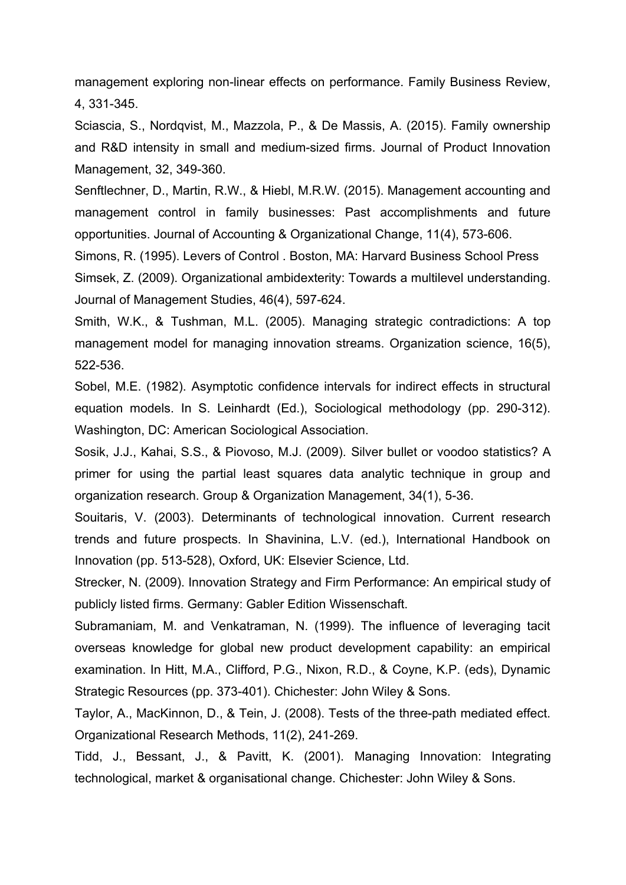management exploring non-linear effects on performance. Family Business Review, 4, 331-345.

Sciascia, S., Nordqvist, M., Mazzola, P., & De Massis, A. (2015). Family ownership and R&D intensity in small and medium-sized firms. Journal of Product Innovation Management, 32, 349-360.

Senftlechner, D., Martin, R.W., & Hiebl, M.R.W. (2015). Management accounting and management control in family businesses: Past accomplishments and future opportunities. Journal of Accounting & Organizational Change, 11(4), 573-606.

Simons, R. (1995). Levers of Control . Boston, MA: Harvard Business School Press

Simsek, Z. (2009). Organizational ambidexterity: Towards a multilevel understanding. Journal of Management Studies, 46(4), 597-624.

Smith, W.K., & Tushman, M.L. (2005). Managing strategic contradictions: A top management model for managing innovation streams. Organization science, 16(5), 522-536.

Sobel, M.E. (1982). Asymptotic confidence intervals for indirect effects in structural equation models. In S. Leinhardt (Ed.), Sociological methodology (pp. 290-312). Washington, DC: American Sociological Association.

Sosik, J.J., Kahai, S.S., & Piovoso, M.J. (2009). Silver bullet or voodoo statistics? A primer for using the partial least squares data analytic technique in group and organization research. Group & Organization Management, 34(1), 5-36.

Souitaris, V. (2003). Determinants of technological innovation. Current research trends and future prospects. In Shavinina, L.V. (ed.), International Handbook on Innovation (pp. 513-528), Oxford, UK: Elsevier Science, Ltd.

Strecker, N. (2009). Innovation Strategy and Firm Performance: An empirical study of publicly listed firms. Germany: Gabler Edition Wissenschaft.

Subramaniam, M. and Venkatraman, N. (1999). The influence of leveraging tacit overseas knowledge for global new product development capability: an empirical examination. In Hitt, M.A., Clifford, P.G., Nixon, R.D., & Coyne, K.P. (eds), Dynamic Strategic Resources (pp. 373-401). Chichester: John Wiley & Sons.

Taylor, A., MacKinnon, D., & Tein, J. (2008). Tests of the three-path mediated effect. Organizational Research Methods, 11(2), 241-269.

Tidd, J., Bessant, J., & Pavitt, K. (2001). Managing Innovation: Integrating technological, market & organisational change. Chichester: John Wiley & Sons.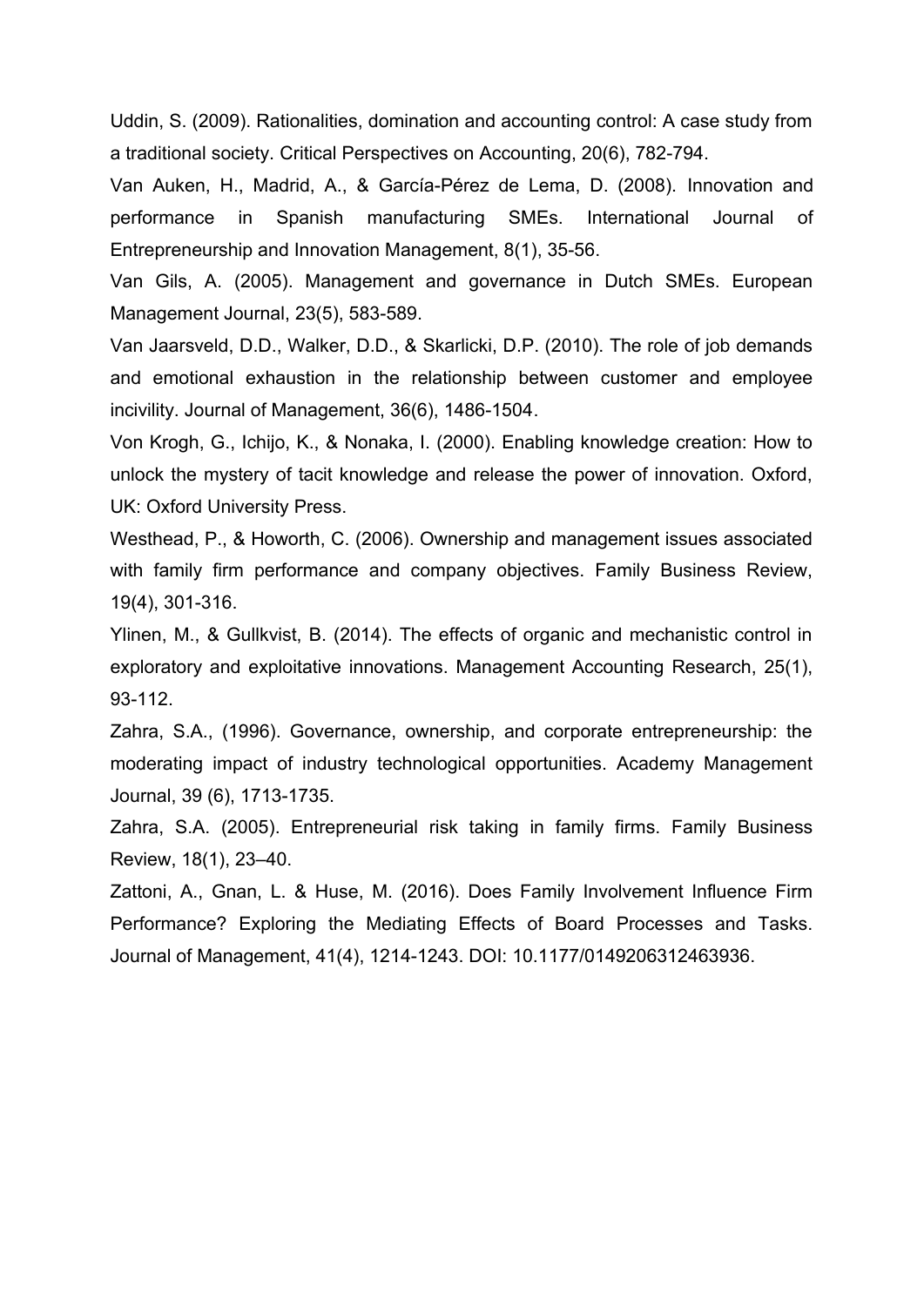Uddin, S. (2009). Rationalities, domination and accounting control: A case study from a traditional society. Critical Perspectives on Accounting, 20(6), 782-794.

Van Auken, H., Madrid, A., & García-Pérez de Lema, D. (2008). Innovation and performance in Spanish manufacturing SMEs. International Journal of Entrepreneurship and Innovation Management, 8(1), 35-56.

Van Gils, A. (2005). Management and governance in Dutch SMEs. European Management Journal, 23(5), 583-589.

Van Jaarsveld, D.D., Walker, D.D., & Skarlicki, D.P. (2010). The role of job demands and emotional exhaustion in the relationship between customer and employee incivility. Journal of Management, 36(6), 1486-1504.

Von Krogh, G., Ichijo, K., & Nonaka, I. (2000). Enabling knowledge creation: How to unlock the mystery of tacit knowledge and release the power of innovation. Oxford, UK: Oxford University Press.

Westhead, P., & Howorth, C. (2006). Ownership and management issues associated with family firm performance and company objectives. Family Business Review, 19(4), 301-316.

Ylinen, M., & Gullkvist, B. (2014). The effects of organic and mechanistic control in exploratory and exploitative innovations. Management Accounting Research, 25(1), 93-112.

Zahra, S.A., (1996). Governance, ownership, and corporate entrepreneurship: the moderating impact of industry technological opportunities. Academy Management Journal, 39 (6), 1713-1735.

Zahra, S.A. (2005). Entrepreneurial risk taking in family firms. Family Business Review, 18(1), 23–40.

Zattoni, A., Gnan, L. & Huse, M. (2016). Does Family Involvement Influence Firm Performance? Exploring the Mediating Effects of Board Processes and Tasks. Journal of Management, 41(4), 1214-1243. DOI: 10.1177/0149206312463936.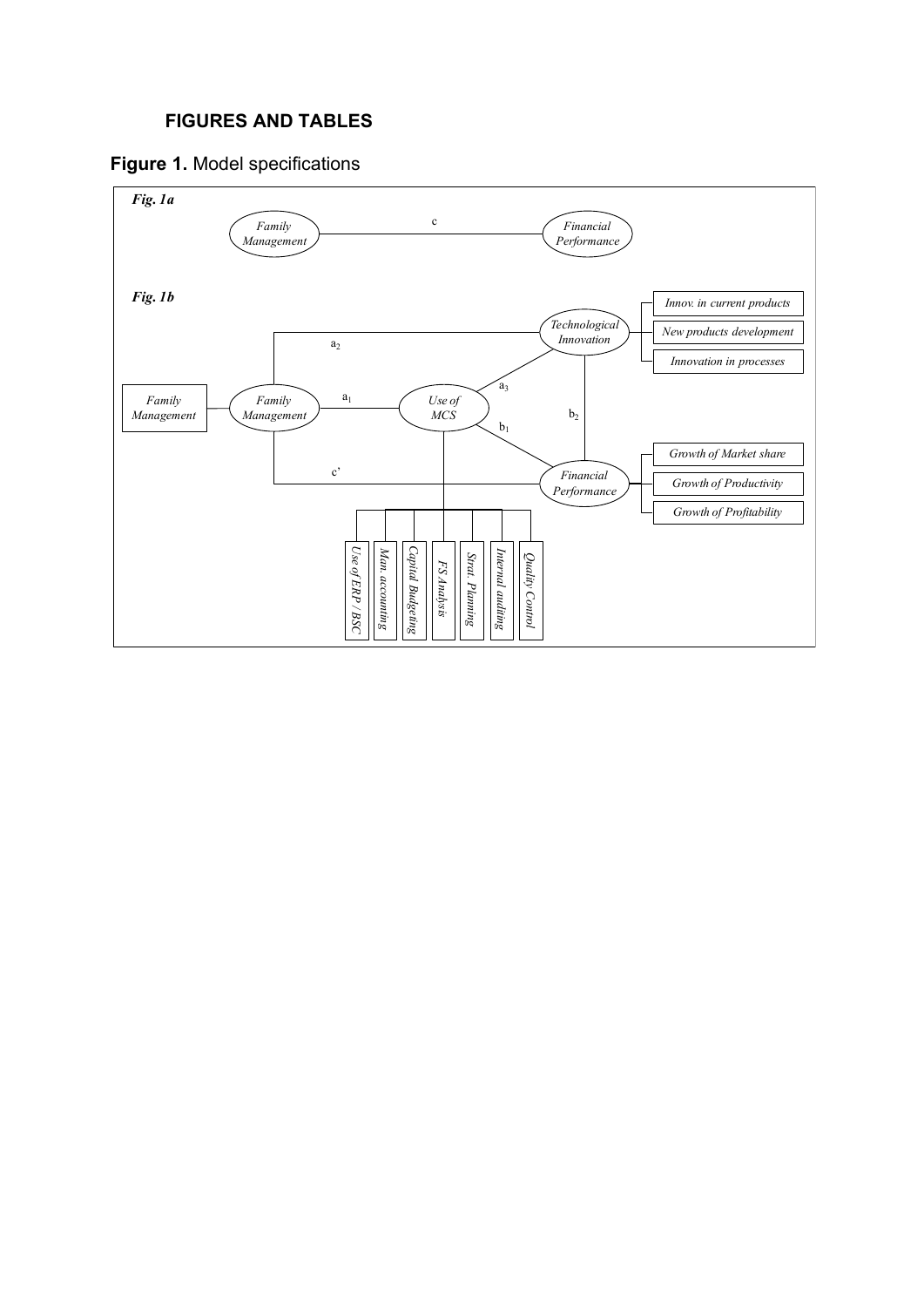## FIGURES AND TABLES

**Figure 1.** Model specifications

*Fig. 1a*

Family Management — c — Financial Performance

*Fig. 1b*

Family Management → Family Management

Family Management — $a_1$ — Use of MCS

Family Management — $a_2$ — Technological Innovation

Family Management — c' — Financial Performance

Use of MCS — $a_3$ — Technological Innovation

Use of MCS — $b_1$ — Financial Performance

Technological Innovation — $b_2$ — Financial Performance

Technological Innovation: Innov. in current products; New products development; Innovation in processes

Financial Performance: Growth of Market share; Growth of Productivity; Growth of Profitability

Use of MCS: Use of ERP / BSC; Man. accounting; Capital Budgeting; FS Analysis; Strat. Planning; Internal auditing; Quality Control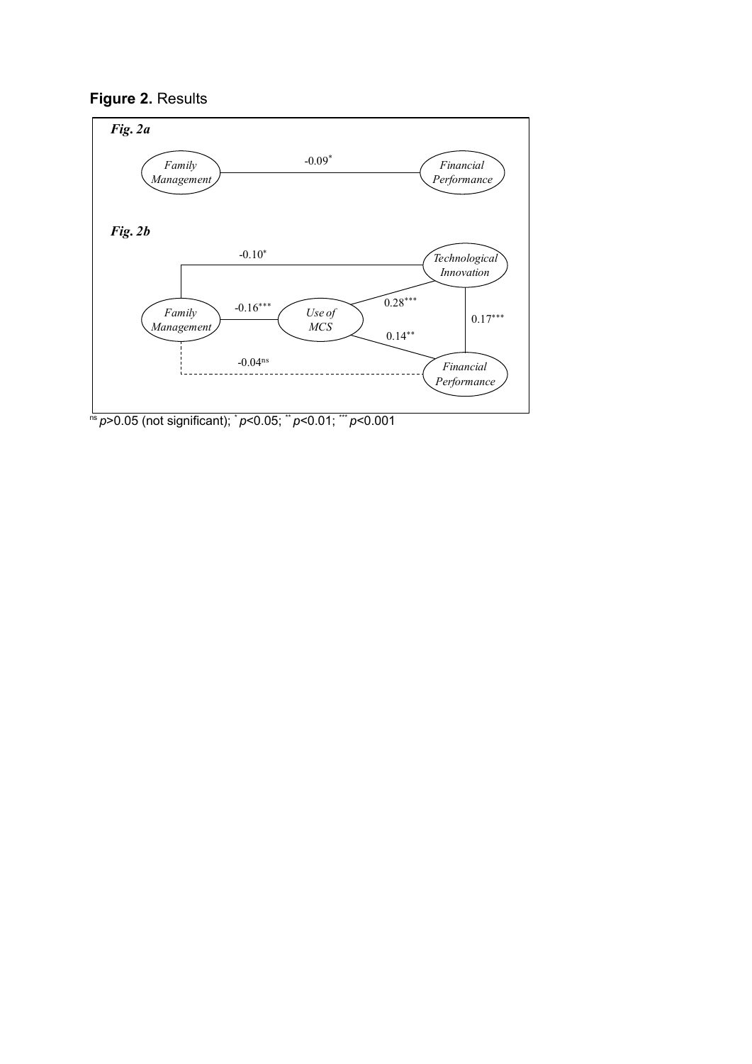**Figure 2.** Results

*Fig. 2a*

*Family Management* — $-0.09^{*}$ — *Financial Performance*

*Fig. 2b*

*Family Management* — $-0.10^{*}$ — *Technological Innovation*

*Family Management* — $-0.16^{***}$ — *Use of MCS*

*Use of MCS* — $0.28^{***}$ — *Technological Innovation*

*Use of MCS* — $0.14^{**}$ — *Financial Performance*

*Technological Innovation* — $0.17^{***}$ — *Financial Performance*

*Family Management* - - $-0.04^{ns}$ - - *Financial Performance*

$^{ns}$ $p$>0.05 (not significant); $^{*}$ $p$<0.05; $^{**}$ $p$<0.01; $^{***}$ $p$<0.001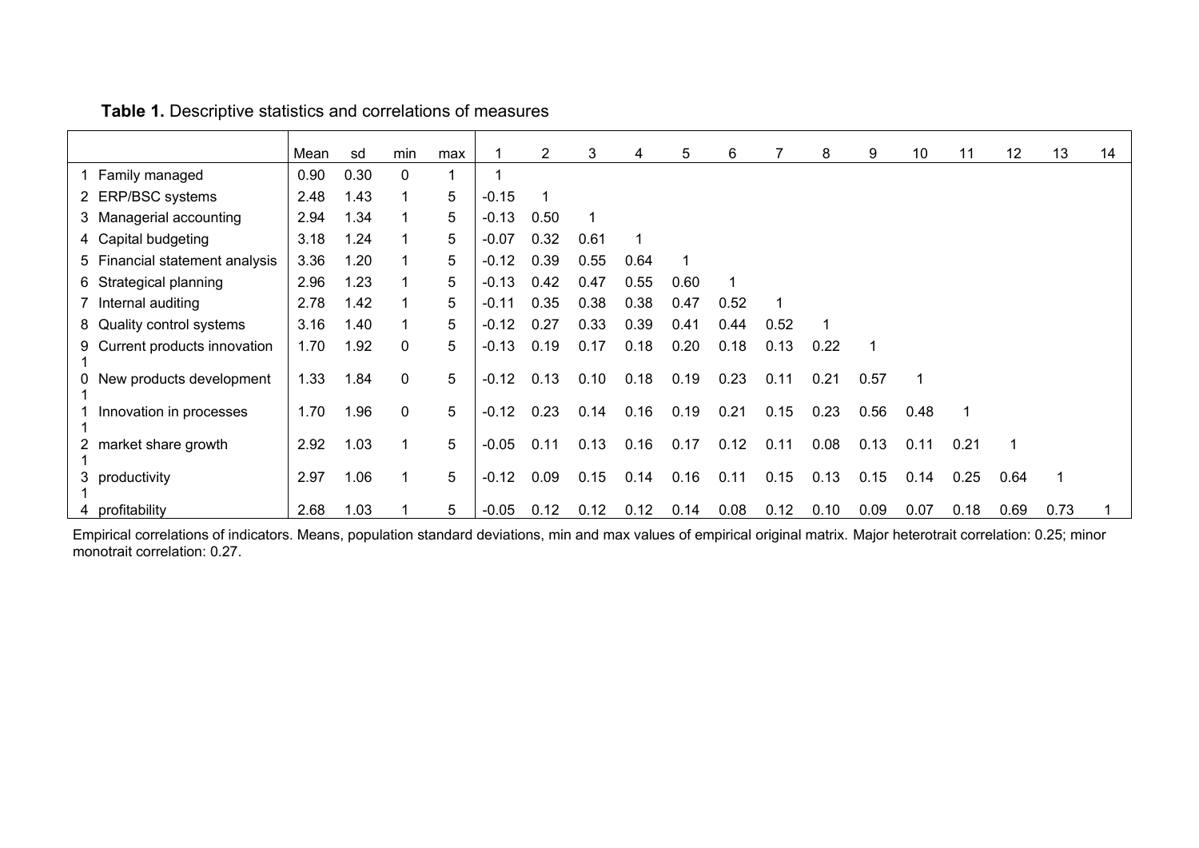**Table 1.** Descriptive statistics and correlations of measures

| | Mean | sd | min | max | 1 | 2 | 3 | 4 | 5 | 6 | 7 | 8 | 9 | 10 | 11 | 12 | 13 | 14 |
|---|---|---|---|---|---|---|---|---|---|---|---|---|---|---|---|---|---|---|
| 1 Family managed | 0.90 | 0.30 | 0 | 1 | 1 | | | | | | | | | | | | | |
| 2 ERP/BSC systems | 2.48 | 1.43 | 1 | 5 | -0.15 | 1 | | | | | | | | | | | | |
| 3 Managerial accounting | 2.94 | 1.34 | 1 | 5 | -0.13 | 0.50 | 1 | | | | | | | | | | | |
| 4 Capital budgeting | 3.18 | 1.24 | 1 | 5 | -0.07 | 0.32 | 0.61 | 1 | | | | | | | | | | |
| 5 Financial statement analysis | 3.36 | 1.20 | 1 | 5 | -0.12 | 0.39 | 0.55 | 0.64 | 1 | | | | | | | | | |
| 6 Strategical planning | 2.96 | 1.23 | 1 | 5 | -0.13 | 0.42 | 0.47 | 0.55 | 0.60 | 1 | | | | | | | | |
| 7 Internal auditing | 2.78 | 1.42 | 1 | 5 | -0.11 | 0.35 | 0.38 | 0.38 | 0.47 | 0.52 | 1 | | | | | | | |
| 8 Quality control systems | 3.16 | 1.40 | 1 | 5 | -0.12 | 0.27 | 0.33 | 0.39 | 0.41 | 0.44 | 0.52 | 1 | | | | | | |
| 9 Current products innovation | 1.70 | 1.92 | 0 | 5 | -0.13 | 0.19 | 0.17 | 0.18 | 0.20 | 0.18 | 0.13 | 0.22 | 1 | | | | | |
| 10 New products development | 1.33 | 1.84 | 0 | 5 | -0.12 | 0.13 | 0.10 | 0.18 | 0.19 | 0.23 | 0.11 | 0.21 | 0.57 | 1 | | | | |
| 11 Innovation in processes | 1.70 | 1.96 | 0 | 5 | -0.12 | 0.23 | 0.14 | 0.16 | 0.19 | 0.21 | 0.15 | 0.23 | 0.56 | 0.48 | 1 | | | |
| 12 market share growth | 2.92 | 1.03 | 1 | 5 | -0.05 | 0.11 | 0.13 | 0.16 | 0.17 | 0.12 | 0.11 | 0.08 | 0.13 | 0.11 | 0.21 | 1 | | |
| 13 productivity | 2.97 | 1.06 | 1 | 5 | -0.12 | 0.09 | 0.15 | 0.14 | 0.16 | 0.11 | 0.15 | 0.13 | 0.15 | 0.14 | 0.25 | 0.64 | 1 | |
| 14 profitability | 2.68 | 1.03 | 1 | 5 | -0.05 | 0.12 | 0.12 | 0.12 | 0.14 | 0.08 | 0.12 | 0.10 | 0.09 | 0.07 | 0.18 | 0.69 | 0.73 | 1 |

Empirical correlations of indicators. Means, population standard deviations, min and max values of empirical original matrix. Major heterotrait correlation: 0.25; minor monotrait correlation: 0.27.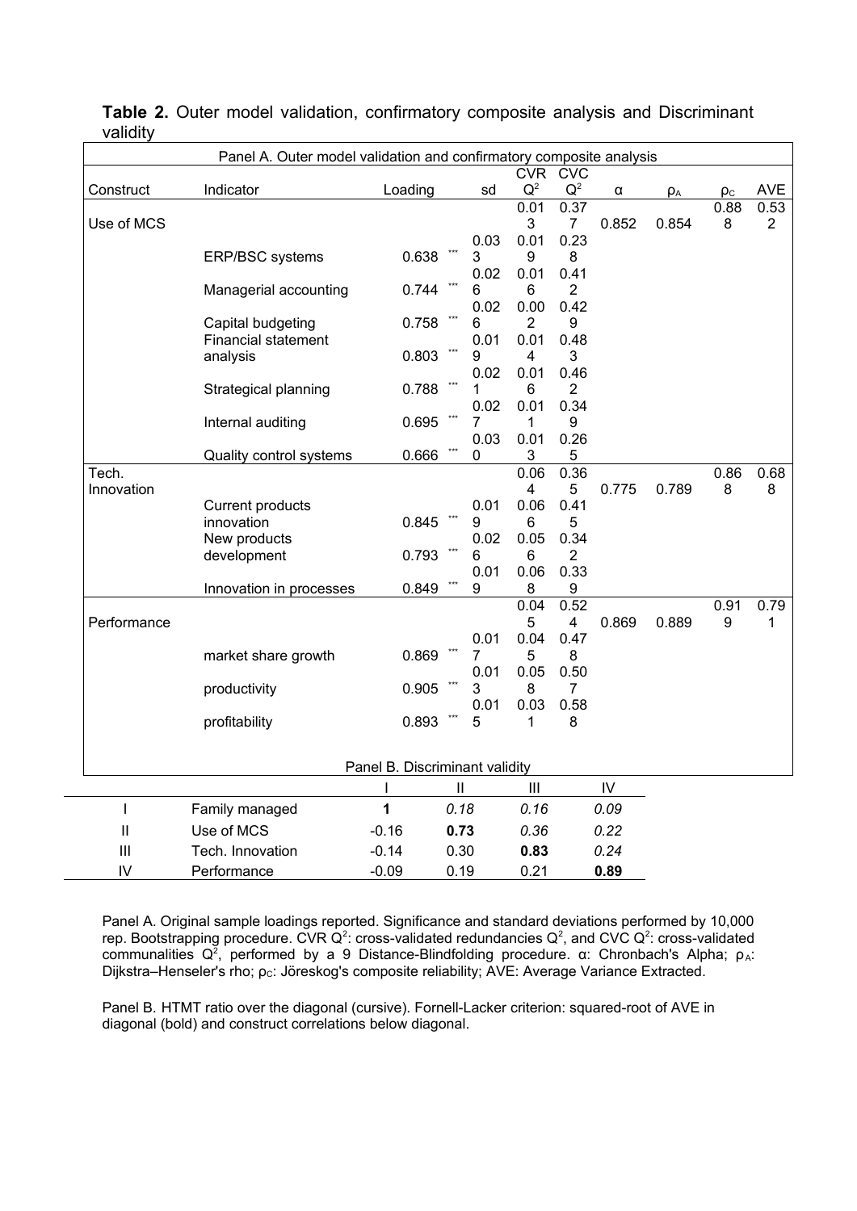**Table 2.** Outer model validation, confirmatory composite analysis and Discriminant validity

| Panel A. Outer model validation and confirmatory composite analysis | | | | | | | | | | |
|---|---|---|---|---|---|---|---|---|---|---|
| Construct | Indicator | Loading | | sd | CVR $Q^2$ | CVC $Q^2$ | α | $\rho_A$ | $\rho_C$ | AVE |
| Use of MCS | | | | | 0.013 | 0.377 | 0.852 | 0.854 | 0.888 | 0.532 |
| | ERP/BSC systems | 0.638 | *** | 0.033 | 0.019 | 0.238 | | | | |
| | Managerial accounting | 0.744 | *** | 0.026 | 0.016 | 0.412 | | | | |
| | Capital budgeting | 0.758 | *** | 0.026 | 0.002 | 0.429 | | | | |
| | Financial statement analysis | 0.803 | *** | 0.019 | 0.014 | 0.483 | | | | |
| | Strategical planning | 0.788 | *** | 0.021 | 0.016 | 0.462 | | | | |
| | Internal auditing | 0.695 | *** | 0.027 | 0.011 | 0.349 | | | | |
| | Quality control systems | 0.666 | *** | 0.030 | 0.013 | 0.265 | | | | |
| Tech. Innovation | | | | | 0.064 | 0.365 | 0.775 | 0.789 | 0.868 | 0.688 |
| | Current products innovation | 0.845 | *** | 0.019 | 0.066 | 0.415 | | | | |
| | New products development | 0.793 | *** | 0.026 | 0.056 | 0.342 | | | | |
| | Innovation in processes | 0.849 | *** | 0.019 | 0.068 | 0.339 | | | | |
| Performance | | | | | 0.045 | 0.524 | 0.869 | 0.889 | 0.919 | 0.791 |
| | market share growth | 0.869 | *** | 0.017 | 0.045 | 0.478 | | | | |
| | productivity | 0.905 | *** | 0.013 | 0.058 | 0.507 | | | | |
| | profitability | 0.893 | *** | 0.015 | 0.031 | 0.588 | | | | |

| Panel B. Discriminant validity | | | | | |
|---|---|---|---|---|---|
| | | I | II | III | IV |
| I | Family managed | **1** | *0.18* | *0.16* | *0.09* |
| II | Use of MCS | -0.16 | **0.73** | *0.36* | *0.22* |
| III | Tech. Innovation | -0.14 | 0.30 | **0.83** | *0.24* |
| IV | Performance | -0.09 | 0.19 | 0.21 | **0.89** |

Panel A. Original sample loadings reported. Significance and standard deviations performed by 10,000 rep. Bootstrapping procedure. CVR $Q^2$: cross-validated redundancies $Q^2$, and CVC $Q^2$: cross-validated communalities $Q^2$, performed by a 9 Distance-Blindfolding procedure. α: Chronbach's Alpha; $\rho_A$: Dijkstra–Henseler's rho; $\rho_C$: Jöreskog's composite reliability; AVE: Average Variance Extracted.

Panel B. HTMT ratio over the diagonal (cursive). Fornell-Lacker criterion: squared-root of AVE in diagonal (bold) and construct correlations below diagonal.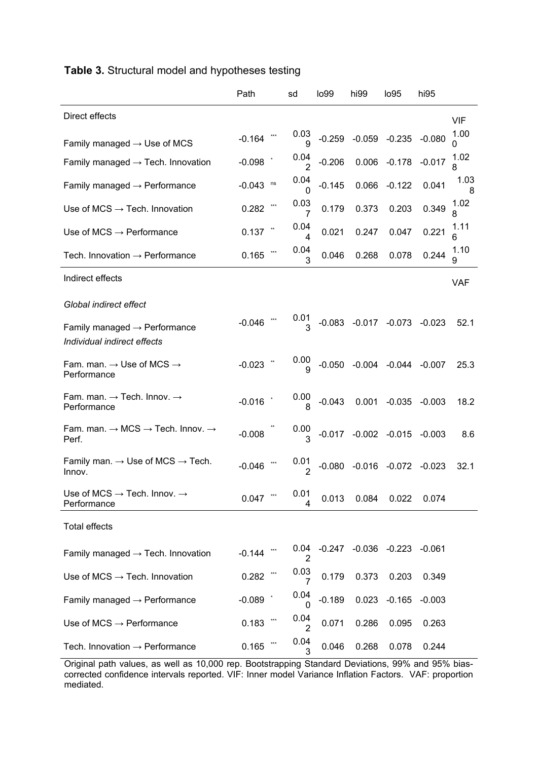**Table 3.** Structural model and hypotheses testing

| | Path | | sd | lo99 | hi99 | lo95 | hi95 | |
|---|---|---|---|---|---|---|---|---|
| Direct effects | | | | | | | | VIF |
| Family managed → Use of MCS | -0.164 | *** | 0.039 | -0.259 | -0.059 | -0.235 | -0.080 | 1.000 |
| Family managed → Tech. Innovation | -0.098 | * | 0.042 | -0.206 | 0.006 | -0.178 | -0.017 | 1.028 |
| Family managed → Performance | -0.043 | ns | 0.040 | -0.145 | 0.066 | -0.122 | 0.041 | 1.038 |
| Use of MCS → Tech. Innovation | 0.282 | *** | 0.037 | 0.179 | 0.373 | 0.203 | 0.349 | 1.028 |
| Use of MCS → Performance | 0.137 | ** | 0.044 | 0.021 | 0.247 | 0.047 | 0.221 | 1.116 |
| Tech. Innovation → Performance | 0.165 | *** | 0.043 | 0.046 | 0.268 | 0.078 | 0.244 | 1.109 |
| Indirect effects | | | | | | | | VAF |
| *Global indirect effect* | | | | | | | | |
| Family managed → Performance | -0.046 | *** | 0.013 | -0.083 | -0.017 | -0.073 | -0.023 | 52.1 |
| *Individual indirect effects* | | | | | | | | |
| Fam. man. → Use of MCS → Performance | -0.023 | ** | 0.009 | -0.050 | -0.004 | -0.044 | -0.007 | 25.3 |
| Fam. man. → Tech. Innov. → Performance | -0.016 | * | 0.008 | -0.043 | 0.001 | -0.035 | -0.003 | 18.2 |
| Fam. man. → MCS → Tech. Innov. → Perf. | -0.008 | ** | 0.003 | -0.017 | -0.002 | -0.015 | -0.003 | 8.6 |
| Family man. → Use of MCS → Tech. Innov. | -0.046 | *** | 0.012 | -0.080 | -0.016 | -0.072 | -0.023 | 32.1 |
| Use of MCS → Tech. Innov. → Performance | 0.047 | *** | 0.014 | 0.013 | 0.084 | 0.022 | 0.074 | |
| Total effects | | | | | | | | |
| Family managed → Tech. Innovation | -0.144 | *** | 0.042 | -0.247 | -0.036 | -0.223 | -0.061 | |
| Use of MCS → Tech. Innovation | 0.282 | *** | 0.037 | 0.179 | 0.373 | 0.203 | 0.349 | |
| Family managed → Performance | -0.089 | * | 0.040 | -0.189 | 0.023 | -0.165 | -0.003 | |
| Use of MCS → Performance | 0.183 | *** | 0.042 | 0.071 | 0.286 | 0.095 | 0.263 | |
| Tech. Innovation → Performance | 0.165 | *** | 0.043 | 0.046 | 0.268 | 0.078 | 0.244 | |

Original path values, as well as 10,000 rep. Bootstrapping Standard Deviations, 99% and 95% bias-corrected confidence intervals reported. VIF: Inner model Variance Inflation Factors. VAF: proportion mediated.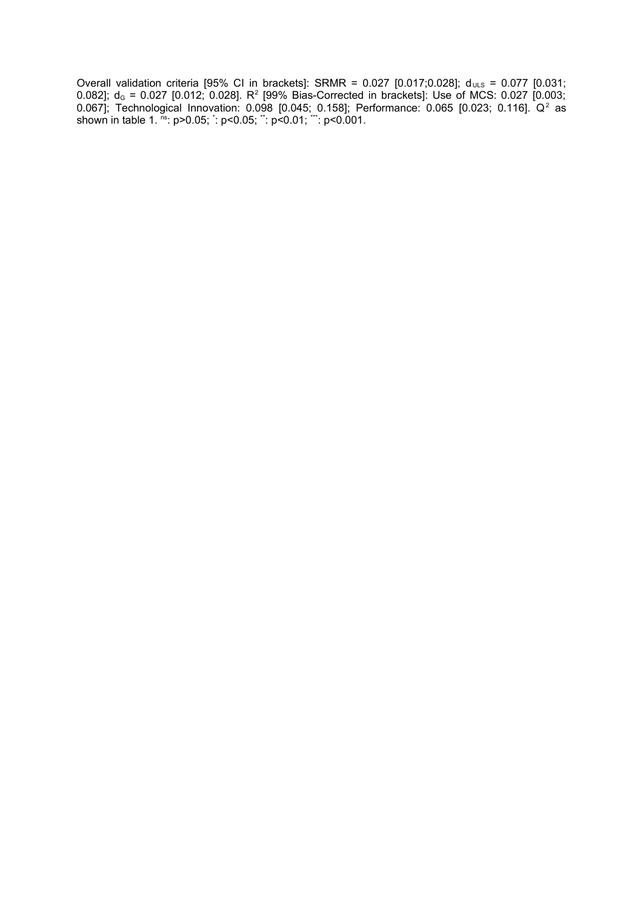Overall validation criteria [95% CI in brackets]: SRMR = 0.027 [0.017;0.028]; $d_{ULS}$ = 0.077 [0.031; 0.082]; $d_G$ = 0.027 [0.012; 0.028]. $R^2$ [99% Bias-Corrected in brackets]: Use of MCS: 0.027 [0.003; 0.067]; Technological Innovation: 0.098 [0.045; 0.158]; Performance: 0.065 [0.023; 0.116]. $Q^2$ as shown in table 1. $^{ns}$: $p>0.05$; $^{*}$: $p<0.05$; $^{**}$: $p<0.01$; $^{***}$: $p<0.001$.